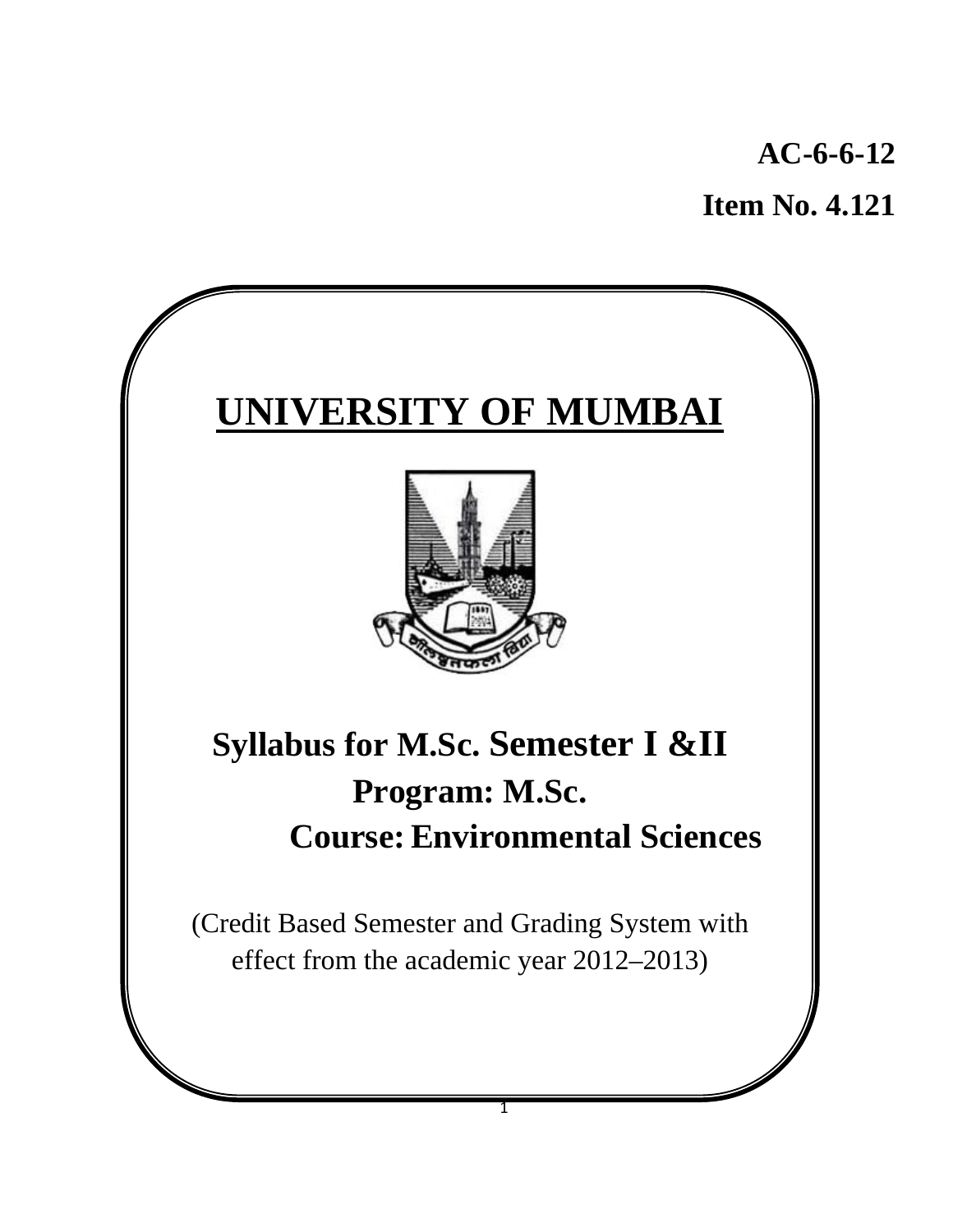**AC-6-6-12**

**Item No. 4.121**

# UNIVERSITY OF MUMBAI

## Syllabus for M.Sc. Semester I &II

## Program: M.Sc.

## Course: Environmental Sciences

(Credit Based Semester and Grading System with effect from the academic year 2012–2013)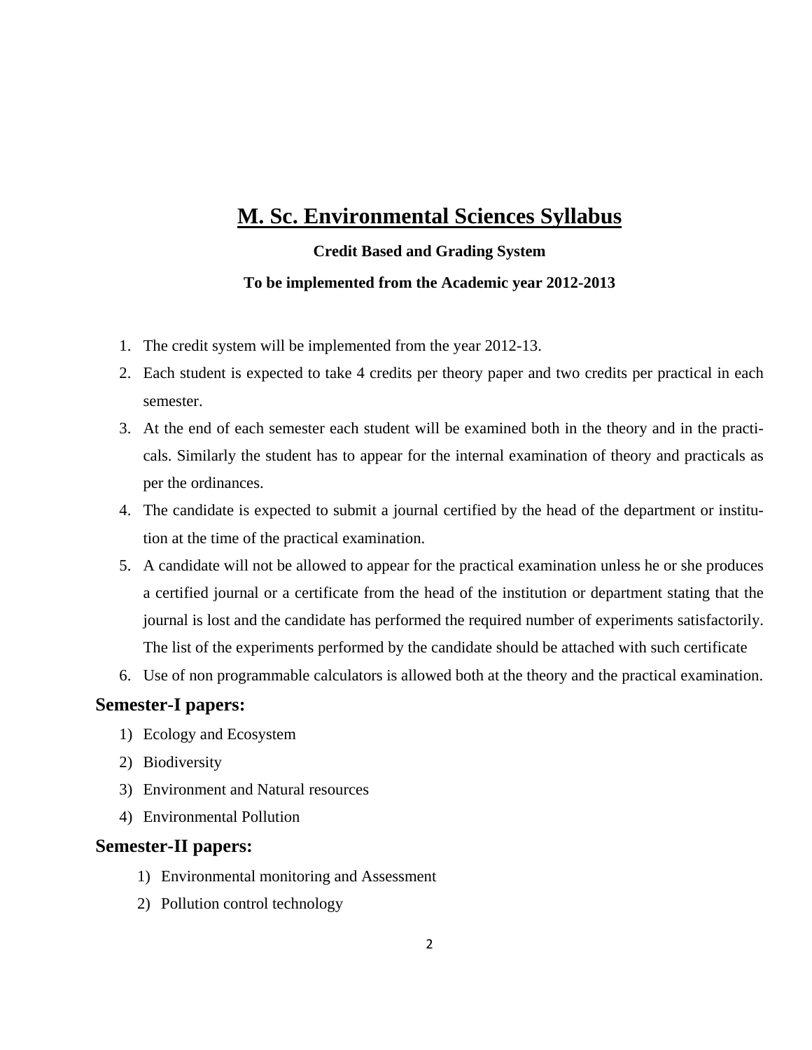# M. Sc. Environmental Sciences Syllabus

**Credit Based and Grading System**

**To be implemented from the Academic year 2012-2013**

1. The credit system will be implemented from the year 2012-13.
2. Each student is expected to take 4 credits per theory paper and two credits per practical in each semester.
3. At the end of each semester each student will be examined both in the theory and in the practicals. Similarly the student has to appear for the internal examination of theory and practicals as per the ordinances.
4. The candidate is expected to submit a journal certified by the head of the department or institution at the time of the practical examination.
5. A candidate will not be allowed to appear for the practical examination unless he or she produces a certified journal or a certificate from the head of the institution or department stating that the journal is lost and the candidate has performed the required number of experiments satisfactorily. The list of the experiments performed by the candidate should be attached with such certificate
6. Use of non programmable calculators is allowed both at the theory and the practical examination.

## Semester-I papers:

1) Ecology and Ecosystem
2) Biodiversity
3) Environment and Natural resources
4) Environmental Pollution

## Semester-II papers:

1) Environmental monitoring and Assessment
2) Pollution control technology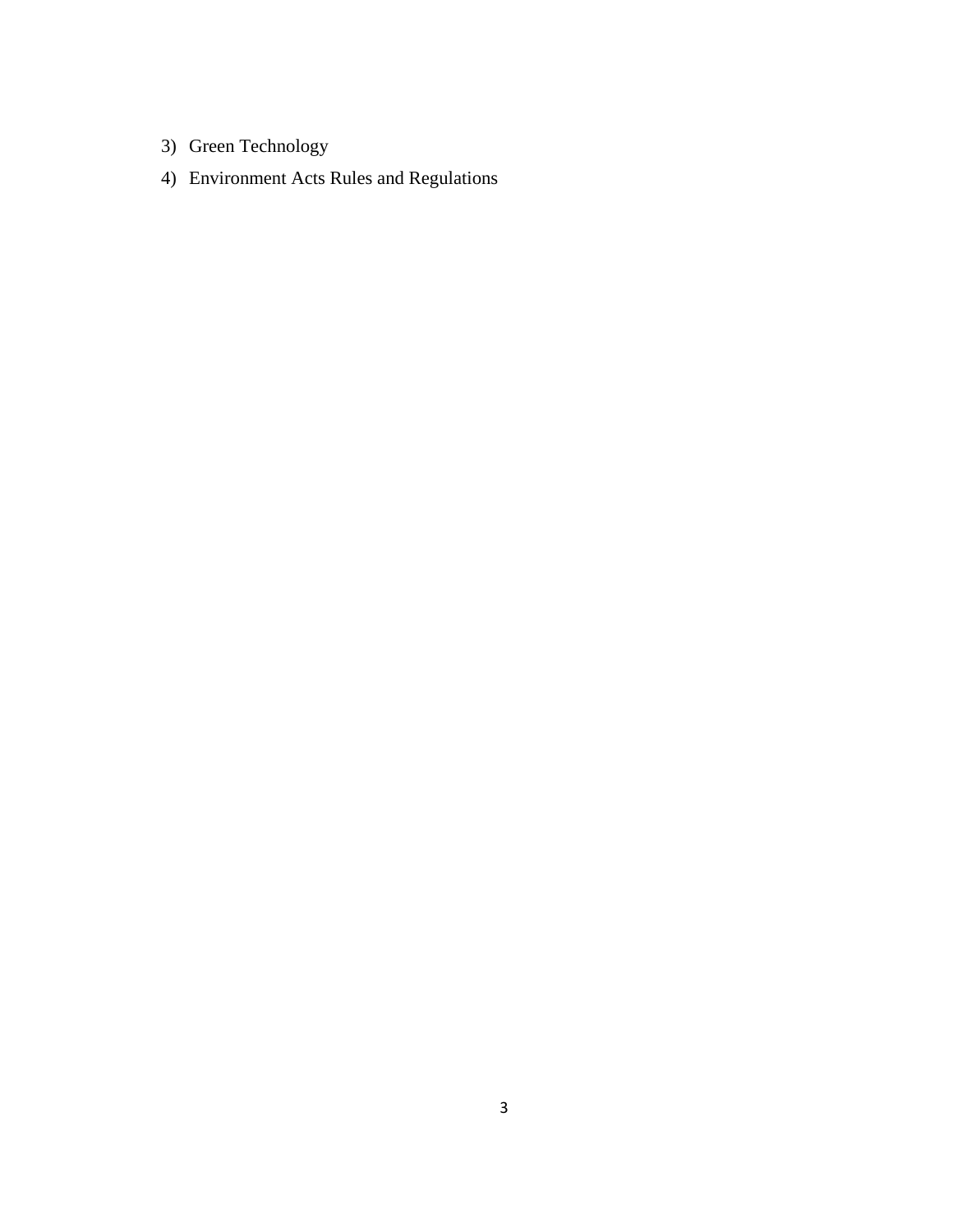3) Green Technology
4) Environment Acts Rules and Regulations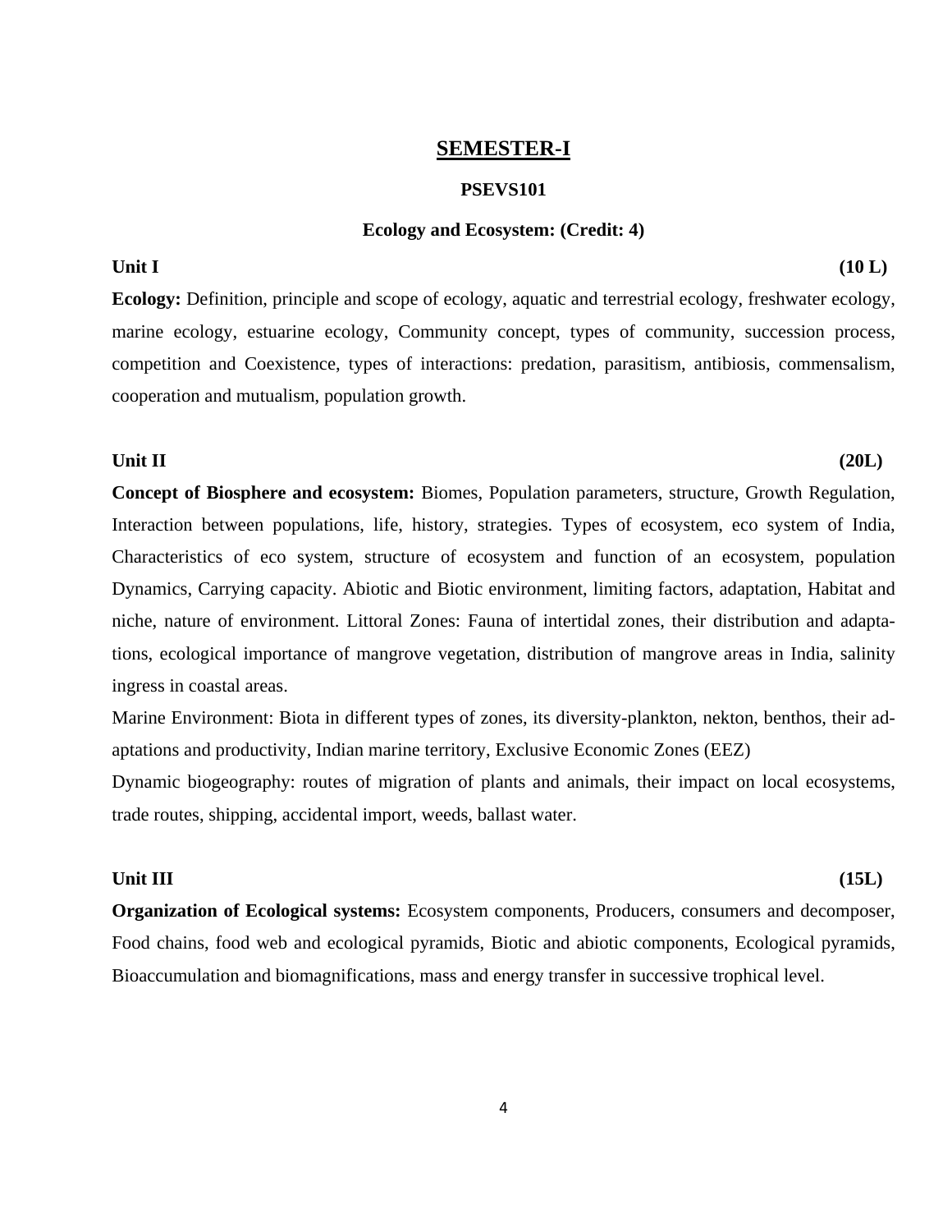# SEMESTER-I

## PSEVS101

### Ecology and Ecosystem: (Credit: 4)

**Unit I** **(10 L)**

**Ecology:** Definition, principle and scope of ecology, aquatic and terrestrial ecology, freshwater ecology, marine ecology, estuarine ecology, Community concept, types of community, succession process, competition and Coexistence, types of interactions: predation, parasitism, antibiosis, commensalism, cooperation and mutualism, population growth.

**Unit II** **(20L)**

**Concept of Biosphere and ecosystem:** Biomes, Population parameters, structure, Growth Regulation, Interaction between populations, life, history, strategies. Types of ecosystem, eco system of India, Characteristics of eco system, structure of ecosystem and function of an ecosystem, population Dynamics, Carrying capacity. Abiotic and Biotic environment, limiting factors, adaptation, Habitat and niche, nature of environment. Littoral Zones: Fauna of intertidal zones, their distribution and adaptations, ecological importance of mangrove vegetation, distribution of mangrove areas in India, salinity ingress in coastal areas.

Marine Environment: Biota in different types of zones, its diversity-plankton, nekton, benthos, their adaptations and productivity, Indian marine territory, Exclusive Economic Zones (EEZ)

Dynamic biogeography: routes of migration of plants and animals, their impact on local ecosystems, trade routes, shipping, accidental import, weeds, ballast water.

**Unit III** **(15L)**

**Organization of Ecological systems:** Ecosystem components, Producers, consumers and decomposer, Food chains, food web and ecological pyramids, Biotic and abiotic components, Ecological pyramids, Bioaccumulation and biomagnifications, mass and energy transfer in successive trophical level.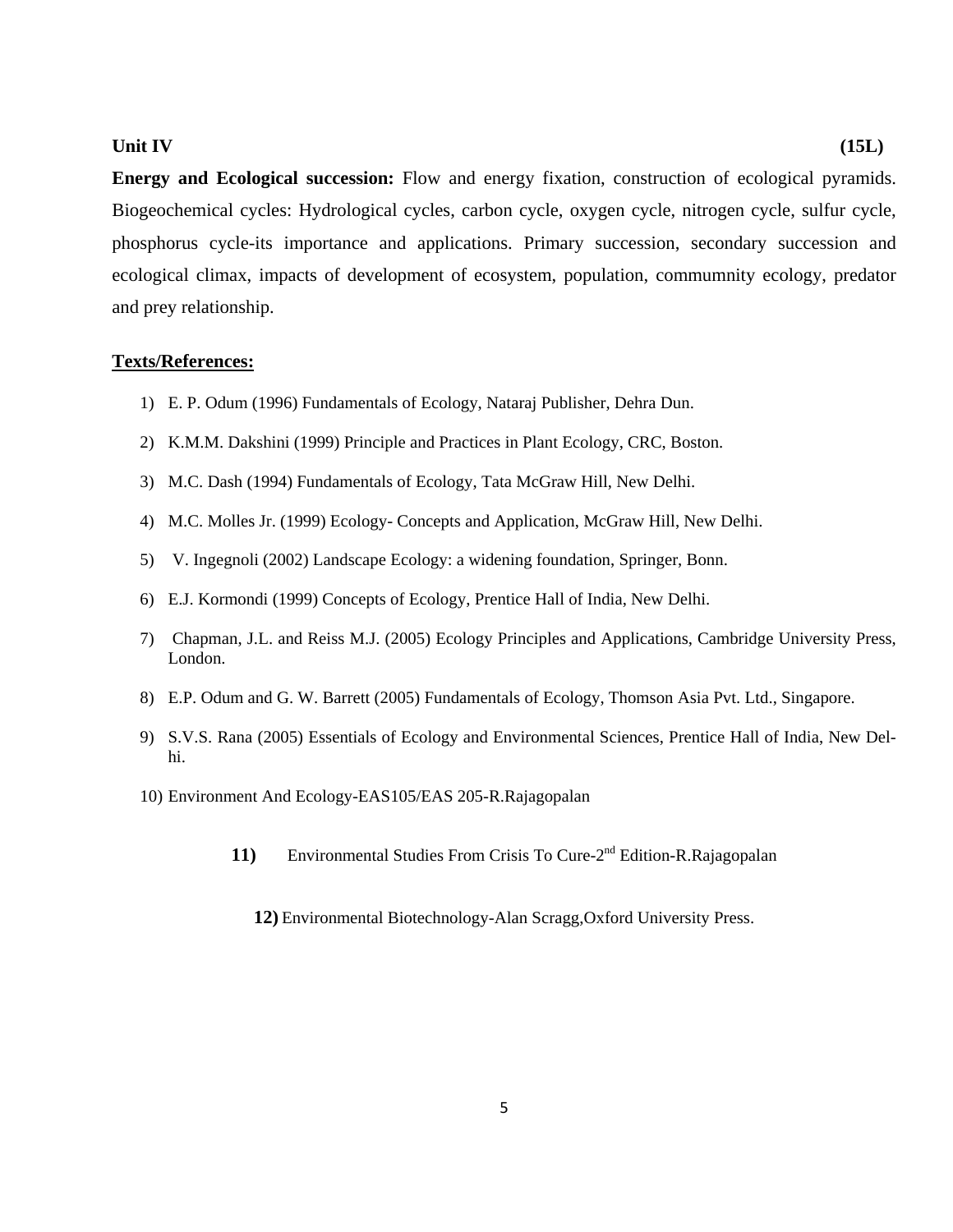**Unit IV** **(15L)**

**Energy and Ecological succession:** Flow and energy fixation, construction of ecological pyramids. Biogeochemical cycles: Hydrological cycles, carbon cycle, oxygen cycle, nitrogen cycle, sulfur cycle, phosphorus cycle-its importance and applications. Primary succession, secondary succession and ecological climax, impacts of development of ecosystem, population, commumnity ecology, predator and prey relationship.

**<u>Texts/References:</u>**

1) E. P. Odum (1996) Fundamentals of Ecology, Nataraj Publisher, Dehra Dun.
2) K.M.M. Dakshini (1999) Principle and Practices in Plant Ecology, CRC, Boston.
3) M.C. Dash (1994) Fundamentals of Ecology, Tata McGraw Hill, New Delhi.
4) M.C. Molles Jr. (1999) Ecology- Concepts and Application, McGraw Hill, New Delhi.
5) V. Ingegnoli (2002) Landscape Ecology: a widening foundation, Springer, Bonn.
6) E.J. Kormondi (1999) Concepts of Ecology, Prentice Hall of India, New Delhi.
7) Chapman, J.L. and Reiss M.J. (2005) Ecology Principles and Applications, Cambridge University Press, London.
8) E.P. Odum and G. W. Barrett (2005) Fundamentals of Ecology, Thomson Asia Pvt. Ltd., Singapore.
9) S.V.S. Rana (2005) Essentials of Ecology and Environmental Sciences, Prentice Hall of India, New Delhi.
10) Environment And Ecology-EAS105/EAS 205-R.Rajagopalan
11) Environmental Studies From Crisis To Cure-2nd Edition-R.Rajagopalan
12) Environmental Biotechnology-Alan Scragg,Oxford University Press.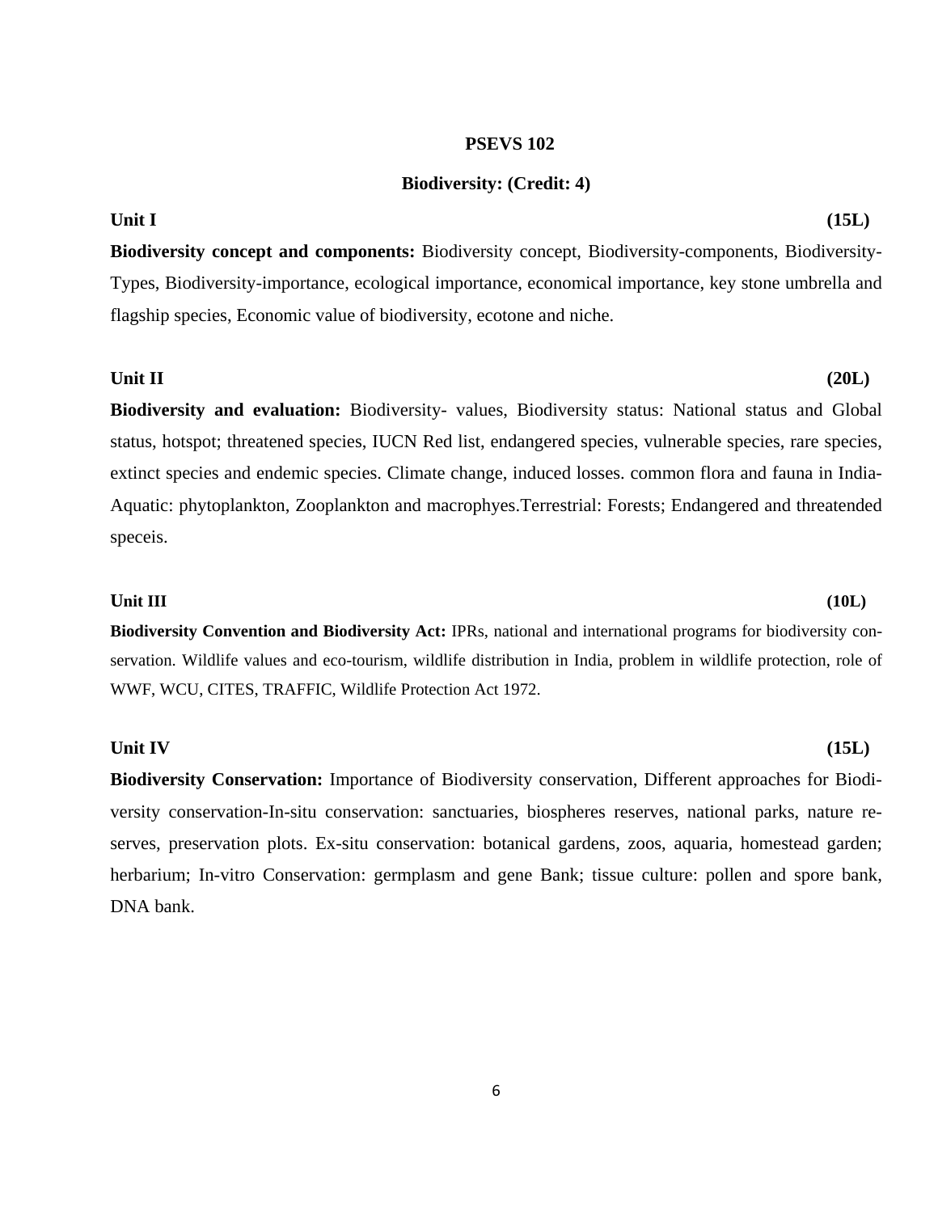## PSEVS 102

### Biodiversity: (Credit: 4)

**Unit I** **(15L)**

**Biodiversity concept and components:** Biodiversity concept, Biodiversity-components, Biodiversity-Types, Biodiversity-importance, ecological importance, economical importance, key stone umbrella and flagship species, Economic value of biodiversity, ecotone and niche.

**Unit II** **(20L)**

**Biodiversity and evaluation:** Biodiversity- values, Biodiversity status: National status and Global status, hotspot; threatened species, IUCN Red list, endangered species, vulnerable species, rare species, extinct species and endemic species. Climate change, induced losses. common flora and fauna in India-Aquatic: phytoplankton, Zooplankton and macrophyes.Terrestrial: Forests; Endangered and threatended speceis.

**Unit III** **(10L)**

**Biodiversity Convention and Biodiversity Act:** IPRs, national and international programs for biodiversity conservation. Wildlife values and eco-tourism, wildlife distribution in India, problem in wildlife protection, role of WWF, WCU, CITES, TRAFFIC, Wildlife Protection Act 1972.

**Unit IV** **(15L)**

**Biodiversity Conservation:** Importance of Biodiversity conservation, Different approaches for Biodiversity conservation-In-situ conservation: sanctuaries, biospheres reserves, national parks, nature reserves, preservation plots. Ex-situ conservation: botanical gardens, zoos, aquaria, homestead garden; herbarium; In-vitro Conservation: germplasm and gene Bank; tissue culture: pollen and spore bank, DNA bank.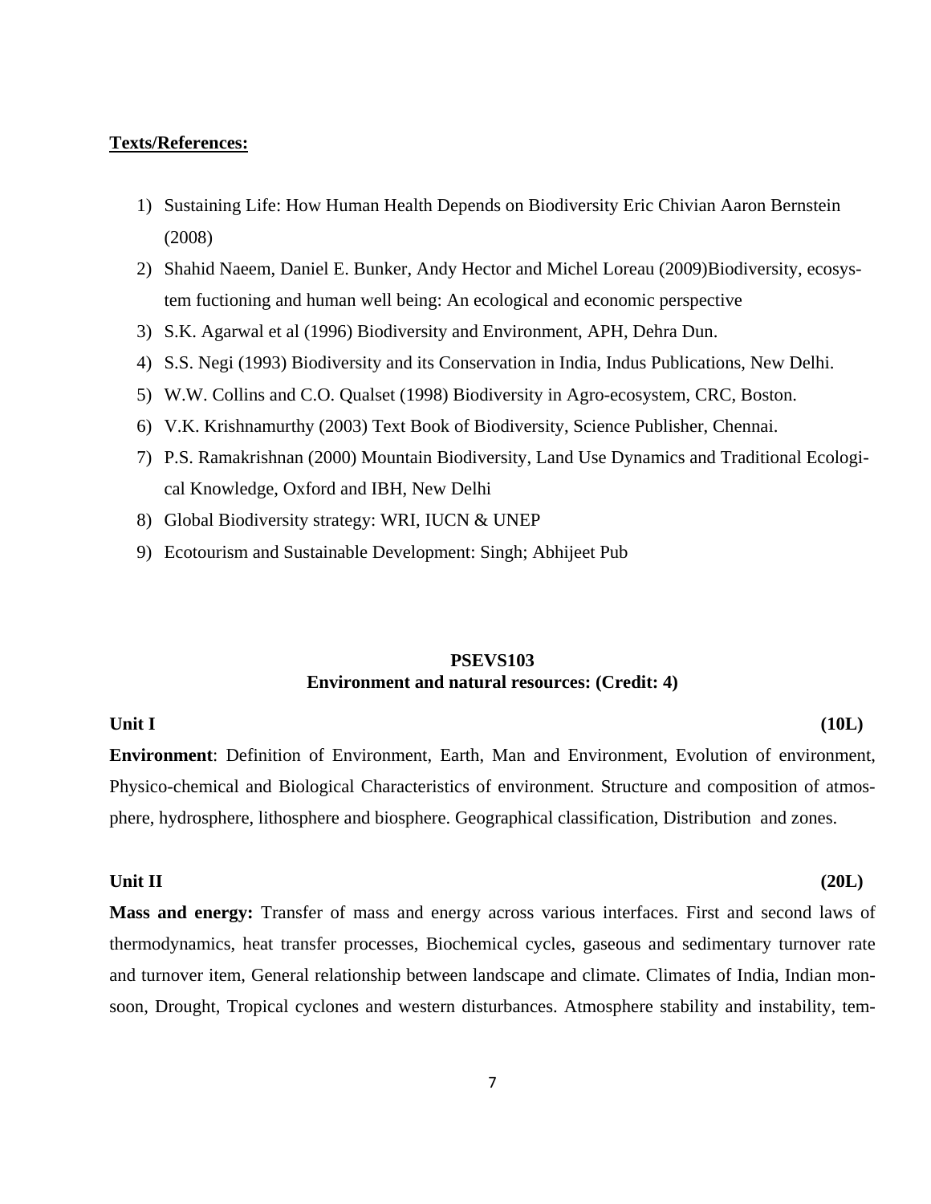**Texts/References:**

1) Sustaining Life: How Human Health Depends on Biodiversity Eric Chivian Aaron Bernstein (2008)
2) Shahid Naeem, Daniel E. Bunker, Andy Hector and Michel Loreau (2009)Biodiversity, ecosystem fuctioning and human well being: An ecological and economic perspective
3) S.K. Agarwal et al (1996) Biodiversity and Environment, APH, Dehra Dun.
4) S.S. Negi (1993) Biodiversity and its Conservation in India, Indus Publications, New Delhi.
5) W.W. Collins and C.O. Qualset (1998) Biodiversity in Agro-ecosystem, CRC, Boston.
6) V.K. Krishnamurthy (2003) Text Book of Biodiversity, Science Publisher, Chennai.
7) P.S. Ramakrishnan (2000) Mountain Biodiversity, Land Use Dynamics and Traditional Ecological Knowledge, Oxford and IBH, New Delhi
8) Global Biodiversity strategy: WRI, IUCN & UNEP
9) Ecotourism and Sustainable Development: Singh; Abhijeet Pub

## PSEVS103
## Environment and natural resources: (Credit: 4)

**Unit I** **(10L)**

**Environment**: Definition of Environment, Earth, Man and Environment, Evolution of environment, Physico-chemical and Biological Characteristics of environment. Structure and composition of atmosphere, hydrosphere, lithosphere and biosphere. Geographical classification, Distribution and zones.

**Unit II** **(20L)**

**Mass and energy:** Transfer of mass and energy across various interfaces. First and second laws of thermodynamics, heat transfer processes, Biochemical cycles, gaseous and sedimentary turnover rate and turnover item, General relationship between landscape and climate. Climates of India, Indian monsoon, Drought, Tropical cyclones and western disturbances. Atmosphere stability and instability, tem-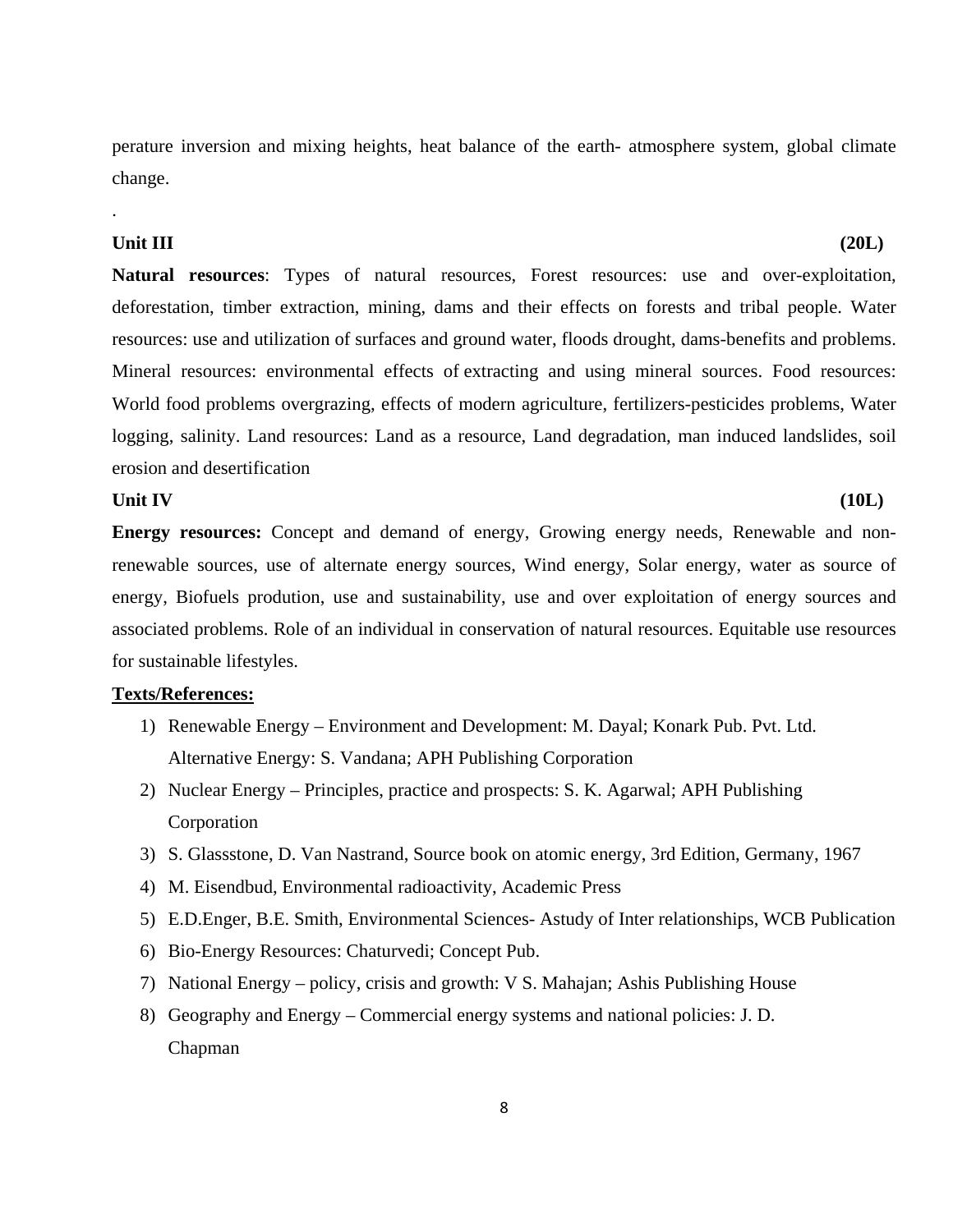perature inversion and mixing heights, heat balance of the earth- atmosphere system, global climate change.

.

**Unit III** **(20L)**

**Natural resources**: Types of natural resources, Forest resources: use and over-exploitation, deforestation, timber extraction, mining, dams and their effects on forests and tribal people. Water resources: use and utilization of surfaces and ground water, floods drought, dams-benefits and problems. Mineral resources: environmental effects of extracting and using mineral sources. Food resources: World food problems overgrazing, effects of modern agriculture, fertilizers-pesticides problems, Water logging, salinity. Land resources: Land as a resource, Land degradation, man induced landslides, soil erosion and desertification

**Unit IV** **(10L)**

**Energy resources:** Concept and demand of energy, Growing energy needs, Renewable and non-renewable sources, use of alternate energy sources, Wind energy, Solar energy, water as source of energy, Biofuels prodution, use and sustainability, use and over exploitation of energy sources and associated problems. Role of an individual in conservation of natural resources. Equitable use resources for sustainable lifestyles.

**Texts/References:**

1) Renewable Energy – Environment and Development: M. Dayal; Konark Pub. Pvt. Ltd. Alternative Energy: S. Vandana; APH Publishing Corporation
2) Nuclear Energy – Principles, practice and prospects: S. K. Agarwal; APH Publishing Corporation
3) S. Glassstone, D. Van Nastrand, Source book on atomic energy, 3rd Edition, Germany, 1967
4) M. Eisendbud, Environmental radioactivity, Academic Press
5) E.D.Enger, B.E. Smith, Environmental Sciences- Astudy of Inter relationships, WCB Publication
6) Bio-Energy Resources: Chaturvedi; Concept Pub.
7) National Energy – policy, crisis and growth: V S. Mahajan; Ashis Publishing House
8) Geography and Energy – Commercial energy systems and national policies: J. D. Chapman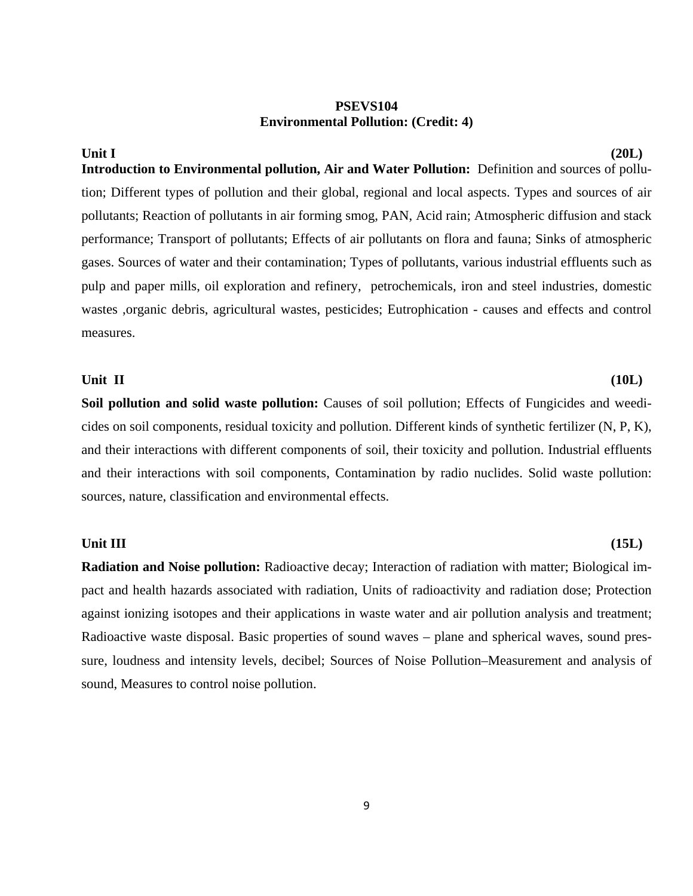## PSEVS104
## Environmental Pollution: (Credit: 4)

**Unit I** **(20L)**

**Introduction to Environmental pollution, Air and Water Pollution:** Definition and sources of pollution; Different types of pollution and their global, regional and local aspects. Types and sources of air pollutants; Reaction of pollutants in air forming smog, PAN, Acid rain; Atmospheric diffusion and stack performance; Transport of pollutants; Effects of air pollutants on flora and fauna; Sinks of atmospheric gases. Sources of water and their contamination; Types of pollutants, various industrial effluents such as pulp and paper mills, oil exploration and refinery, petrochemicals, iron and steel industries, domestic wastes ,organic debris, agricultural wastes, pesticides; Eutrophication - causes and effects and control measures.

**Unit II** **(10L)**

**Soil pollution and solid waste pollution:** Causes of soil pollution; Effects of Fungicides and weedicides on soil components, residual toxicity and pollution. Different kinds of synthetic fertilizer (N, P, K), and their interactions with different components of soil, their toxicity and pollution. Industrial effluents and their interactions with soil components, Contamination by radio nuclides. Solid waste pollution: sources, nature, classification and environmental effects.

**Unit III** **(15L)**

**Radiation and Noise pollution:** Radioactive decay; Interaction of radiation with matter; Biological impact and health hazards associated with radiation, Units of radioactivity and radiation dose; Protection against ionizing isotopes and their applications in waste water and air pollution analysis and treatment; Radioactive waste disposal. Basic properties of sound waves – plane and spherical waves, sound pressure, loudness and intensity levels, decibel; Sources of Noise Pollution–Measurement and analysis of sound, Measures to control noise pollution.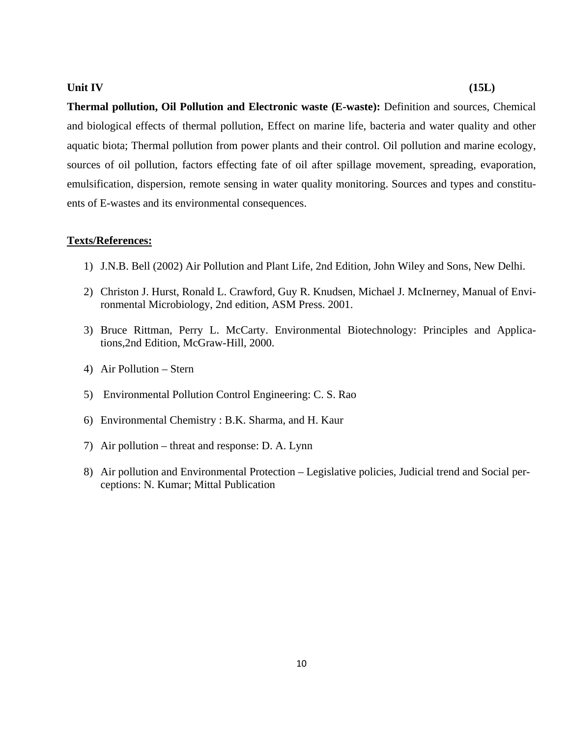**Unit IV (15L)**

**Thermal pollution, Oil Pollution and Electronic waste (E-waste):** Definition and sources, Chemical and biological effects of thermal pollution, Effect on marine life, bacteria and water quality and other aquatic biota; Thermal pollution from power plants and their control. Oil pollution and marine ecology, sources of oil pollution, factors effecting fate of oil after spillage movement, spreading, evaporation, emulsification, dispersion, remote sensing in water quality monitoring. Sources and types and constituents of E-wastes and its environmental consequences.

**<u>Texts/References:</u>**

1) J.N.B. Bell (2002) Air Pollution and Plant Life, 2nd Edition, John Wiley and Sons, New Delhi.
2) Christon J. Hurst, Ronald L. Crawford, Guy R. Knudsen, Michael J. McInerney, Manual of Environmental Microbiology, 2nd edition, ASM Press. 2001.
3) Bruce Rittman, Perry L. McCarty. Environmental Biotechnology: Principles and Applications,2nd Edition, McGraw-Hill, 2000.
4) Air Pollution – Stern
5) Environmental Pollution Control Engineering: C. S. Rao
6) Environmental Chemistry : B.K. Sharma, and H. Kaur
7) Air pollution – threat and response: D. A. Lynn
8) Air pollution and Environmental Protection – Legislative policies, Judicial trend and Social perceptions: N. Kumar; Mittal Publication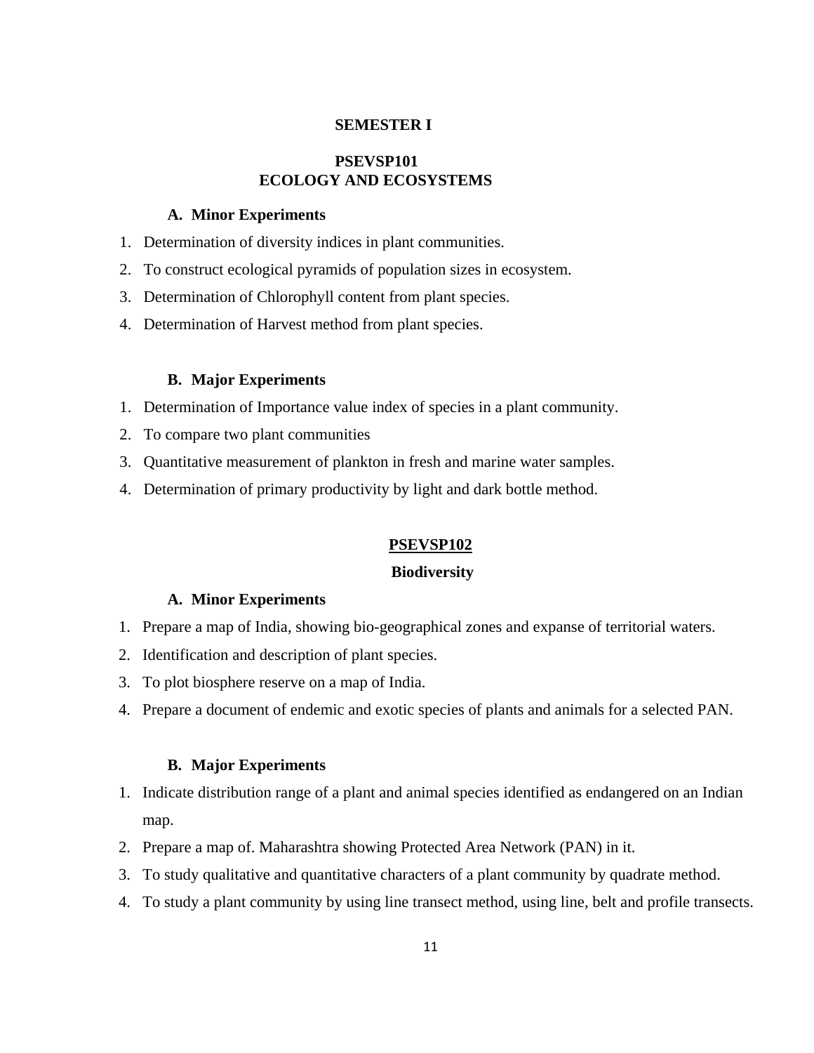# SEMESTER I

## PSEVSP101
## ECOLOGY AND ECOSYSTEMS

### A. Minor Experiments

1. Determination of diversity indices in plant communities.
2. To construct ecological pyramids of population sizes in ecosystem.
3. Determination of Chlorophyll content from plant species.
4. Determination of Harvest method from plant species.

### B. Major Experiments

1. Determination of Importance value index of species in a plant community.
2. To compare two plant communities
3. Quantitative measurement of plankton in fresh and marine water samples.
4. Determination of primary productivity by light and dark bottle method.

## PSEVSP102

## Biodiversity

### A. Minor Experiments

1. Prepare a map of India, showing bio-geographical zones and expanse of territorial waters.
2. Identification and description of plant species.
3. To plot biosphere reserve on a map of India.
4. Prepare a document of endemic and exotic species of plants and animals for a selected PAN.

### B. Major Experiments

1. Indicate distribution range of a plant and animal species identified as endangered on an Indian map.
2. Prepare a map of. Maharashtra showing Protected Area Network (PAN) in it.
3. To study qualitative and quantitative characters of a plant community by quadrate method.
4. To study a plant community by using line transect method, using line, belt and profile transects.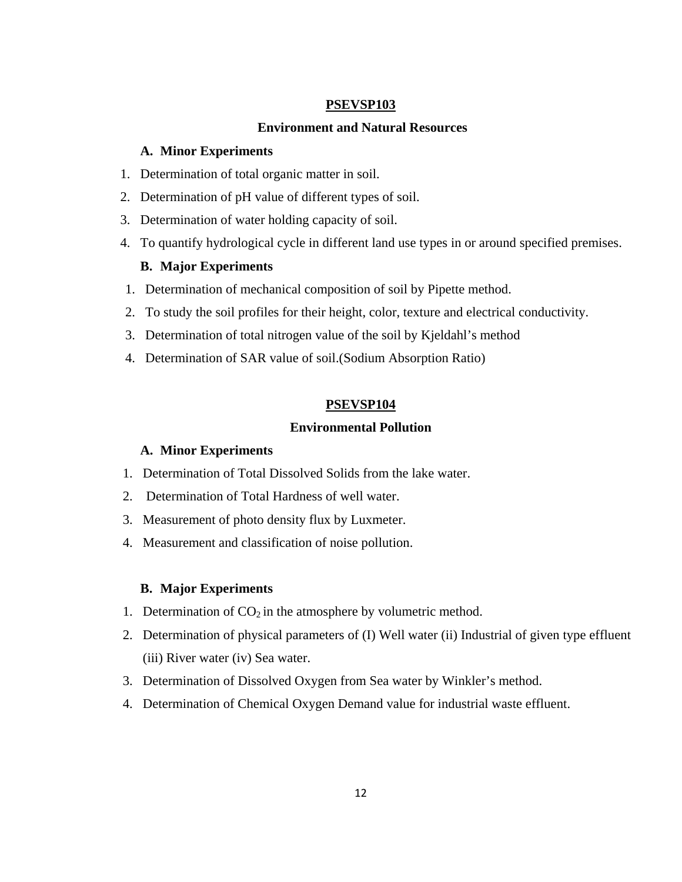## PSEVSP103

### Environment and Natural Resources

**A. Minor Experiments**

1. Determination of total organic matter in soil.
2. Determination of pH value of different types of soil.
3. Determination of water holding capacity of soil.
4. To quantify hydrological cycle in different land use types in or around specified premises.

**B. Major Experiments**

1. Determination of mechanical composition of soil by Pipette method.
2. To study the soil profiles for their height, color, texture and electrical conductivity.
3. Determination of total nitrogen value of the soil by Kjeldahl's method
4. Determination of SAR value of soil.(Sodium Absorption Ratio)

## PSEVSP104

### Environmental Pollution

**A. Minor Experiments**

1. Determination of Total Dissolved Solids from the lake water.
2. Determination of Total Hardness of well water.
3. Measurement of photo density flux by Luxmeter.
4. Measurement and classification of noise pollution.

**B. Major Experiments**

1. Determination of $CO_2$ in the atmosphere by volumetric method.
2. Determination of physical parameters of (I) Well water (ii) Industrial of given type effluent (iii) River water (iv) Sea water.
3. Determination of Dissolved Oxygen from Sea water by Winkler's method.
4. Determination of Chemical Oxygen Demand value for industrial waste effluent.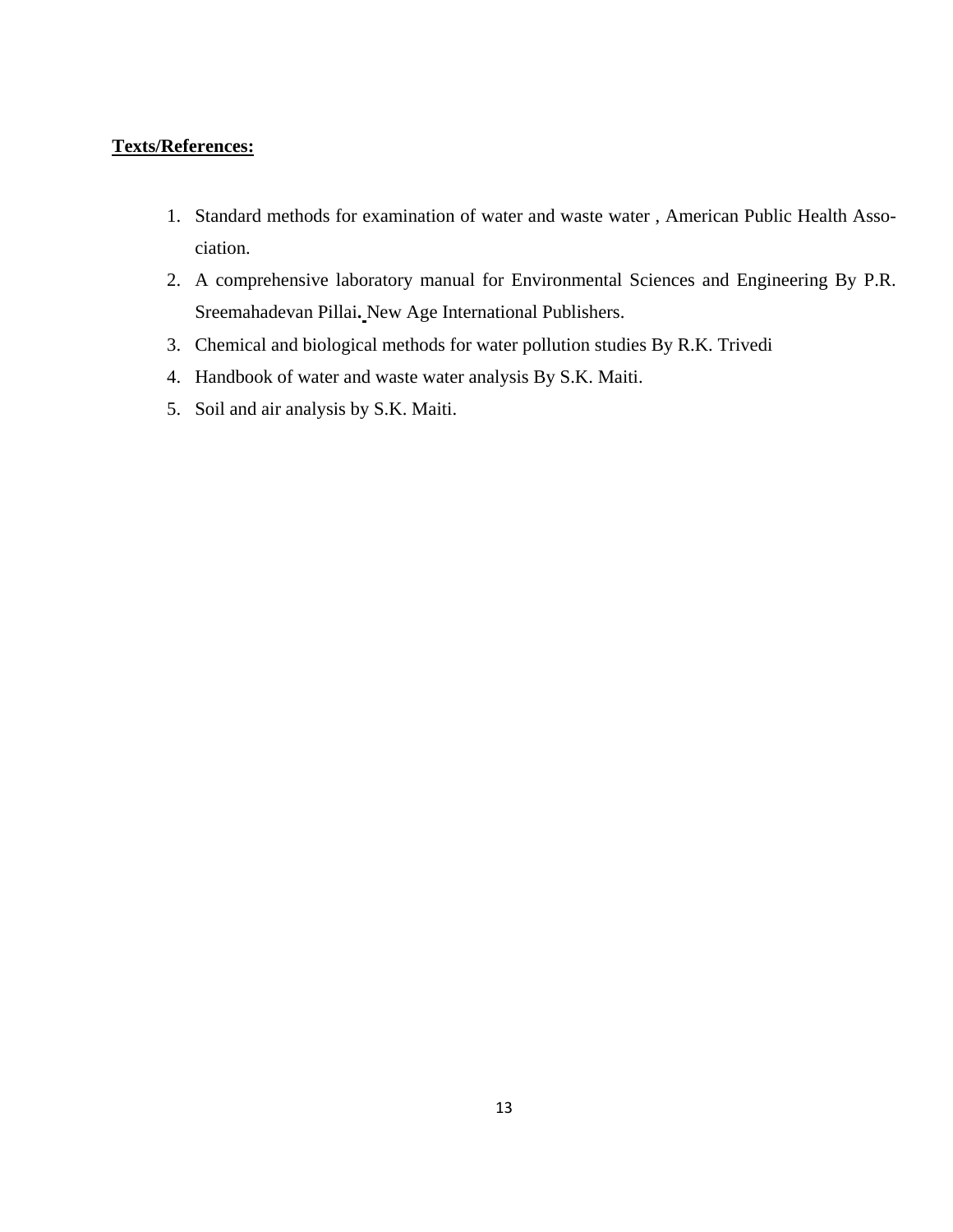**Texts/References:**

1. Standard methods for examination of water and waste water , American Public Health Association.
2. A comprehensive laboratory manual for Environmental Sciences and Engineering By P.R. Sreemahadevan Pillai**.** New Age International Publishers.
3. Chemical and biological methods for water pollution studies By R.K. Trivedi
4. Handbook of water and waste water analysis By S.K. Maiti.
5. Soil and air analysis by S.K. Maiti.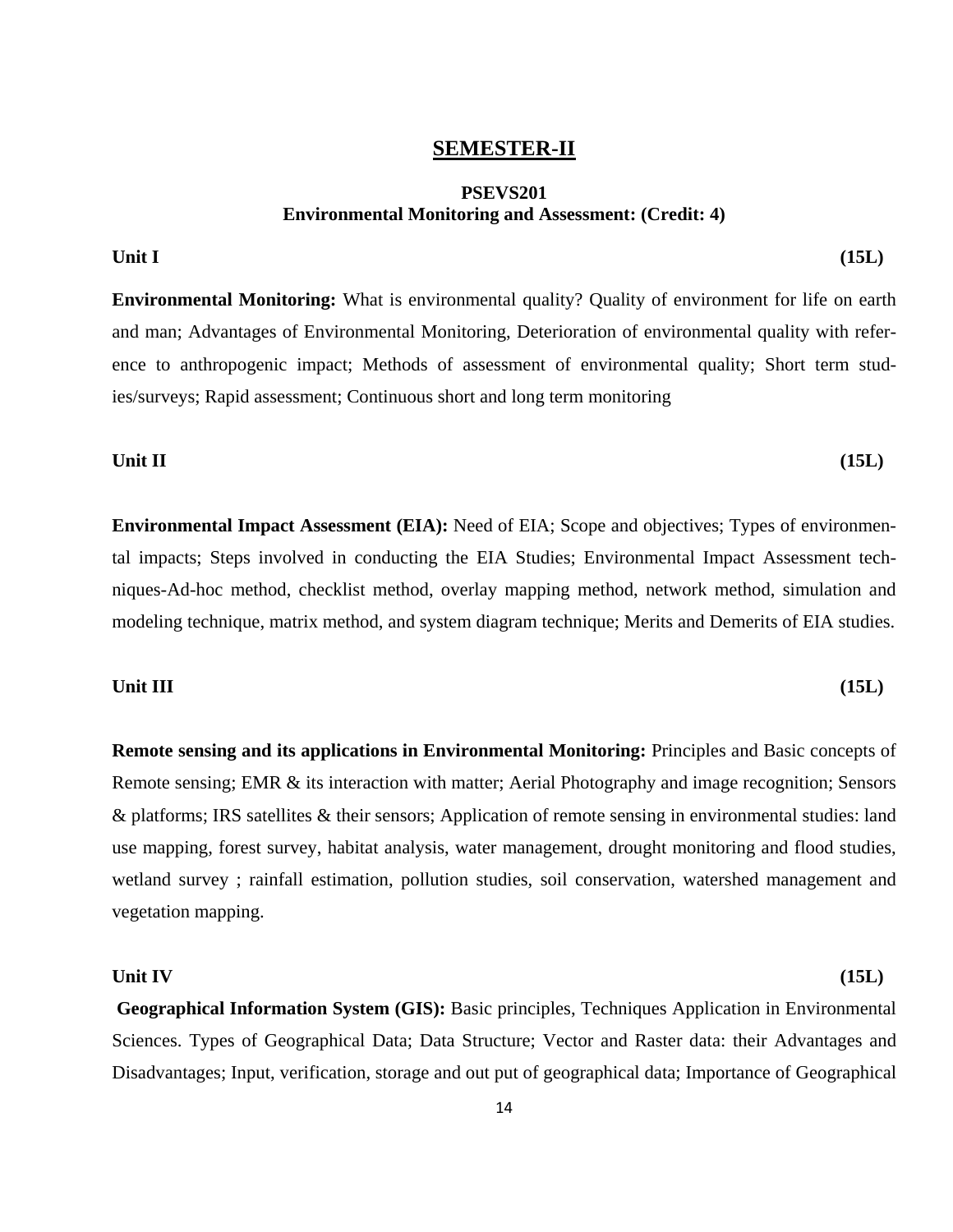## SEMESTER-II

### PSEVS201
### Environmental Monitoring and Assessment: (Credit: 4)

**Unit I** **(15L)**

**Environmental Monitoring:** What is environmental quality? Quality of environment for life on earth and man; Advantages of Environmental Monitoring, Deterioration of environmental quality with reference to anthropogenic impact; Methods of assessment of environmental quality; Short term studies/surveys; Rapid assessment; Continuous short and long term monitoring

**Unit II** **(15L)**

**Environmental Impact Assessment (EIA):** Need of EIA; Scope and objectives; Types of environmental impacts; Steps involved in conducting the EIA Studies; Environmental Impact Assessment techniques-Ad-hoc method, checklist method, overlay mapping method, network method, simulation and modeling technique, matrix method, and system diagram technique; Merits and Demerits of EIA studies.

**Unit III** **(15L)**

**Remote sensing and its applications in Environmental Monitoring:** Principles and Basic concepts of Remote sensing; EMR & its interaction with matter; Aerial Photography and image recognition; Sensors & platforms; IRS satellites & their sensors; Application of remote sensing in environmental studies: land use mapping, forest survey, habitat analysis, water management, drought monitoring and flood studies, wetland survey ; rainfall estimation, pollution studies, soil conservation, watershed management and vegetation mapping.

**Unit IV** **(15L)**

**Geographical Information System (GIS):** Basic principles, Techniques Application in Environmental Sciences. Types of Geographical Data; Data Structure; Vector and Raster data: their Advantages and Disadvantages; Input, verification, storage and out put of geographical data; Importance of Geographical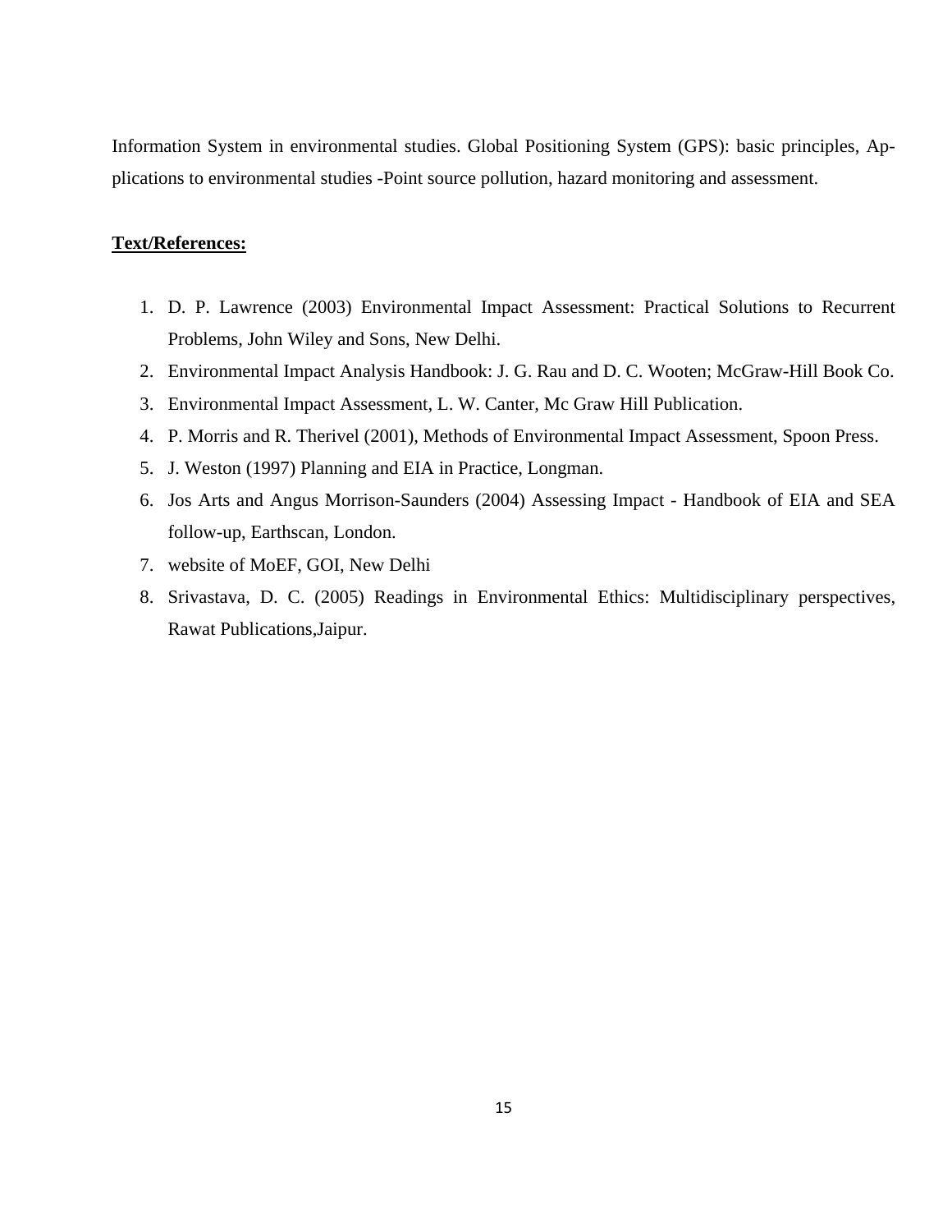Information System in environmental studies. Global Positioning System (GPS): basic principles, Applications to environmental studies -Point source pollution, hazard monitoring and assessment.

**Text/References:**

1. D. P. Lawrence (2003) Environmental Impact Assessment: Practical Solutions to Recurrent Problems, John Wiley and Sons, New Delhi.
2. Environmental Impact Analysis Handbook: J. G. Rau and D. C. Wooten; McGraw-Hill Book Co.
3. Environmental Impact Assessment, L. W. Canter, Mc Graw Hill Publication.
4. P. Morris and R. Therivel (2001), Methods of Environmental Impact Assessment, Spoon Press.
5. J. Weston (1997) Planning and EIA in Practice, Longman.
6. Jos Arts and Angus Morrison-Saunders (2004) Assessing Impact - Handbook of EIA and SEA follow-up, Earthscan, London.
7. website of MoEF, GOI, New Delhi
8. Srivastava, D. C. (2005) Readings in Environmental Ethics: Multidisciplinary perspectives, Rawat Publications,Jaipur.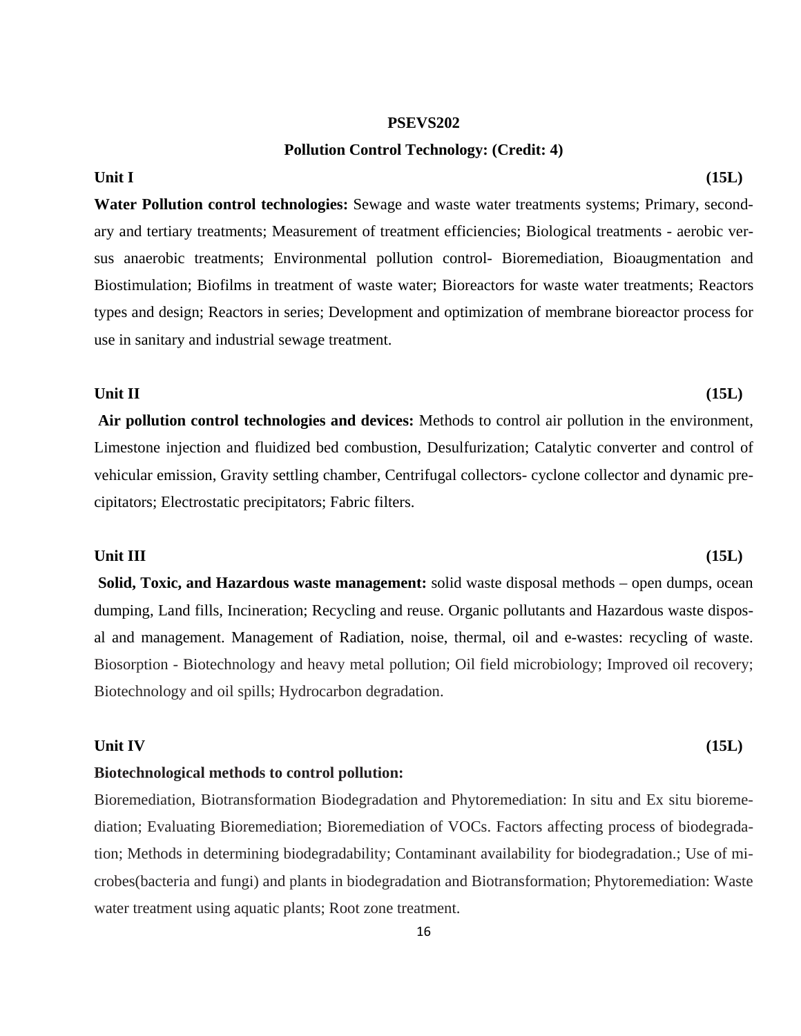**PSEVS202**

**Pollution Control Technology: (Credit: 4)**

**Unit I** **(15L)**

**Water Pollution control technologies:** Sewage and waste water treatments systems; Primary, secondary and tertiary treatments; Measurement of treatment efficiencies; Biological treatments - aerobic versus anaerobic treatments; Environmental pollution control- Bioremediation, Bioaugmentation and Biostimulation; Biofilms in treatment of waste water; Bioreactors for waste water treatments; Reactors types and design; Reactors in series; Development and optimization of membrane bioreactor process for use in sanitary and industrial sewage treatment.

**Unit II** **(15L)**

**Air pollution control technologies and devices:** Methods to control air pollution in the environment, Limestone injection and fluidized bed combustion, Desulfurization; Catalytic converter and control of vehicular emission, Gravity settling chamber, Centrifugal collectors- cyclone collector and dynamic precipitators; Electrostatic precipitators; Fabric filters.

**Unit III** **(15L)**

**Solid, Toxic, and Hazardous waste management:** solid waste disposal methods – open dumps, ocean dumping, Land fills, Incineration; Recycling and reuse. Organic pollutants and Hazardous waste disposal and management. Management of Radiation, noise, thermal, oil and e-wastes: recycling of waste. Biosorption - Biotechnology and heavy metal pollution; Oil field microbiology; Improved oil recovery; Biotechnology and oil spills; Hydrocarbon degradation.

**Unit IV** **(15L)**

**Biotechnological methods to control pollution:**

Bioremediation, Biotransformation Biodegradation and Phytoremediation: In situ and Ex situ bioremediation; Evaluating Bioremediation; Bioremediation of VOCs. Factors affecting process of biodegradation; Methods in determining biodegradability; Contaminant availability for biodegradation.; Use of microbes(bacteria and fungi) and plants in biodegradation and Biotransformation; Phytoremediation: Waste water treatment using aquatic plants; Root zone treatment.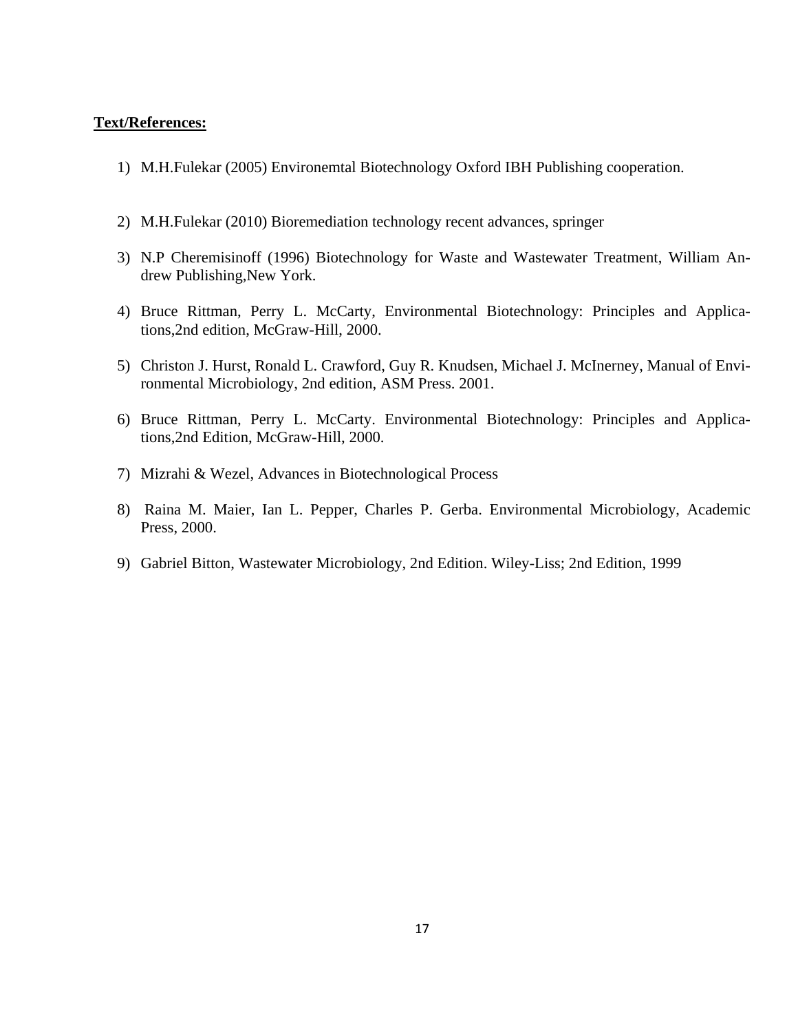**Text/References:**

1) M.H.Fulekar (2005) Environemtal Biotechnology Oxford IBH Publishing cooperation.

2) M.H.Fulekar (2010) Bioremediation technology recent advances, springer

3) N.P Cheremisinoff (1996) Biotechnology for Waste and Wastewater Treatment, William Andrew Publishing,New York.

4) Bruce Rittman, Perry L. McCarty, Environmental Biotechnology: Principles and Applications,2nd edition, McGraw-Hill, 2000.

5) Christon J. Hurst, Ronald L. Crawford, Guy R. Knudsen, Michael J. McInerney, Manual of Environmental Microbiology, 2nd edition, ASM Press. 2001.

6) Bruce Rittman, Perry L. McCarty. Environmental Biotechnology: Principles and Applications,2nd Edition, McGraw-Hill, 2000.

7) Mizrahi & Wezel, Advances in Biotechnological Process

8) Raina M. Maier, Ian L. Pepper, Charles P. Gerba. Environmental Microbiology, Academic Press, 2000.

9) Gabriel Bitton, Wastewater Microbiology, 2nd Edition. Wiley-Liss; 2nd Edition, 1999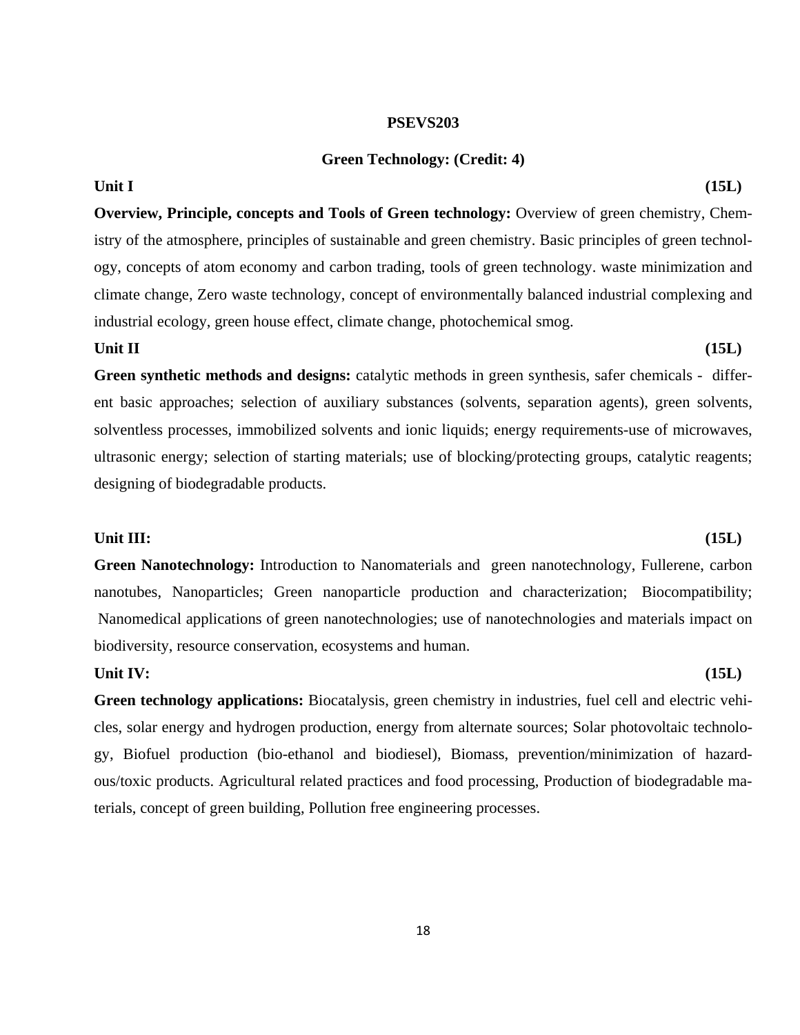**PSEVS203**

**Green Technology: (Credit: 4)**

**Unit I** **(15L)**

**Overview, Principle, concepts and Tools of Green technology:** Overview of green chemistry, Chemistry of the atmosphere, principles of sustainable and green chemistry. Basic principles of green technology, concepts of atom economy and carbon trading, tools of green technology. waste minimization and climate change, Zero waste technology, concept of environmentally balanced industrial complexing and industrial ecology, green house effect, climate change, photochemical smog.

**Unit II** **(15L)**

**Green synthetic methods and designs:** catalytic methods in green synthesis, safer chemicals - different basic approaches; selection of auxiliary substances (solvents, separation agents), green solvents, solventless processes, immobilized solvents and ionic liquids; energy requirements-use of microwaves, ultrasonic energy; selection of starting materials; use of blocking/protecting groups, catalytic reagents; designing of biodegradable products.

**Unit III:** **(15L)**

**Green Nanotechnology:** Introduction to Nanomaterials and green nanotechnology, Fullerene, carbon nanotubes, Nanoparticles; Green nanoparticle production and characterization; Biocompatibility; Nanomedical applications of green nanotechnologies; use of nanotechnologies and materials impact on biodiversity, resource conservation, ecosystems and human.

**Unit IV:** **(15L)**

**Green technology applications:** Biocatalysis, green chemistry in industries, fuel cell and electric vehicles, solar energy and hydrogen production, energy from alternate sources; Solar photovoltaic technology, Biofuel production (bio-ethanol and biodiesel), Biomass, prevention/minimization of hazardous/toxic products. Agricultural related practices and food processing, Production of biodegradable materials, concept of green building, Pollution free engineering processes.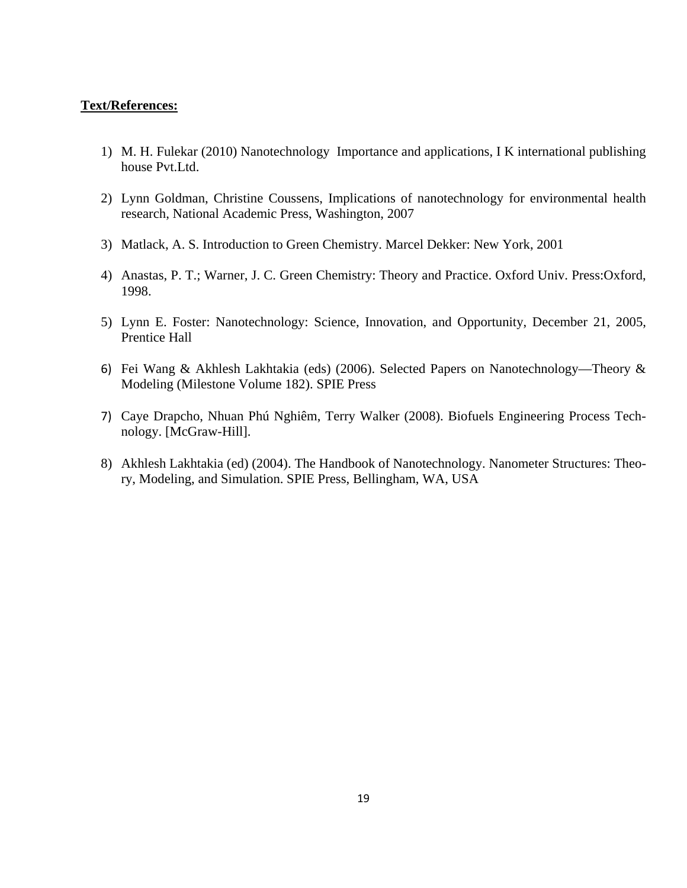**Text/References:**

1) M. H. Fulekar (2010) Nanotechnology  Importance and applications, I K international publishing house Pvt.Ltd.

2) Lynn Goldman, Christine Coussens, Implications of nanotechnology for environmental health research, National Academic Press, Washington, 2007

3) Matlack, A. S. Introduction to Green Chemistry. Marcel Dekker: New York, 2001

4) Anastas, P. T.; Warner, J. C. Green Chemistry: Theory and Practice. Oxford Univ. Press:Oxford, 1998.

5) Lynn E. Foster: Nanotechnology: Science, Innovation, and Opportunity, December 21, 2005, Prentice Hall

6) Fei Wang & Akhlesh Lakhtakia (eds) (2006). Selected Papers on Nanotechnology—Theory & Modeling (Milestone Volume 182). SPIE Press

7) Caye Drapcho, Nhuan Phú Nghiêm, Terry Walker (2008). Biofuels Engineering Process Technology. [McGraw-Hill].

8) Akhlesh Lakhtakia (ed) (2004). The Handbook of Nanotechnology. Nanometer Structures: Theory, Modeling, and Simulation. SPIE Press, Bellingham, WA, USA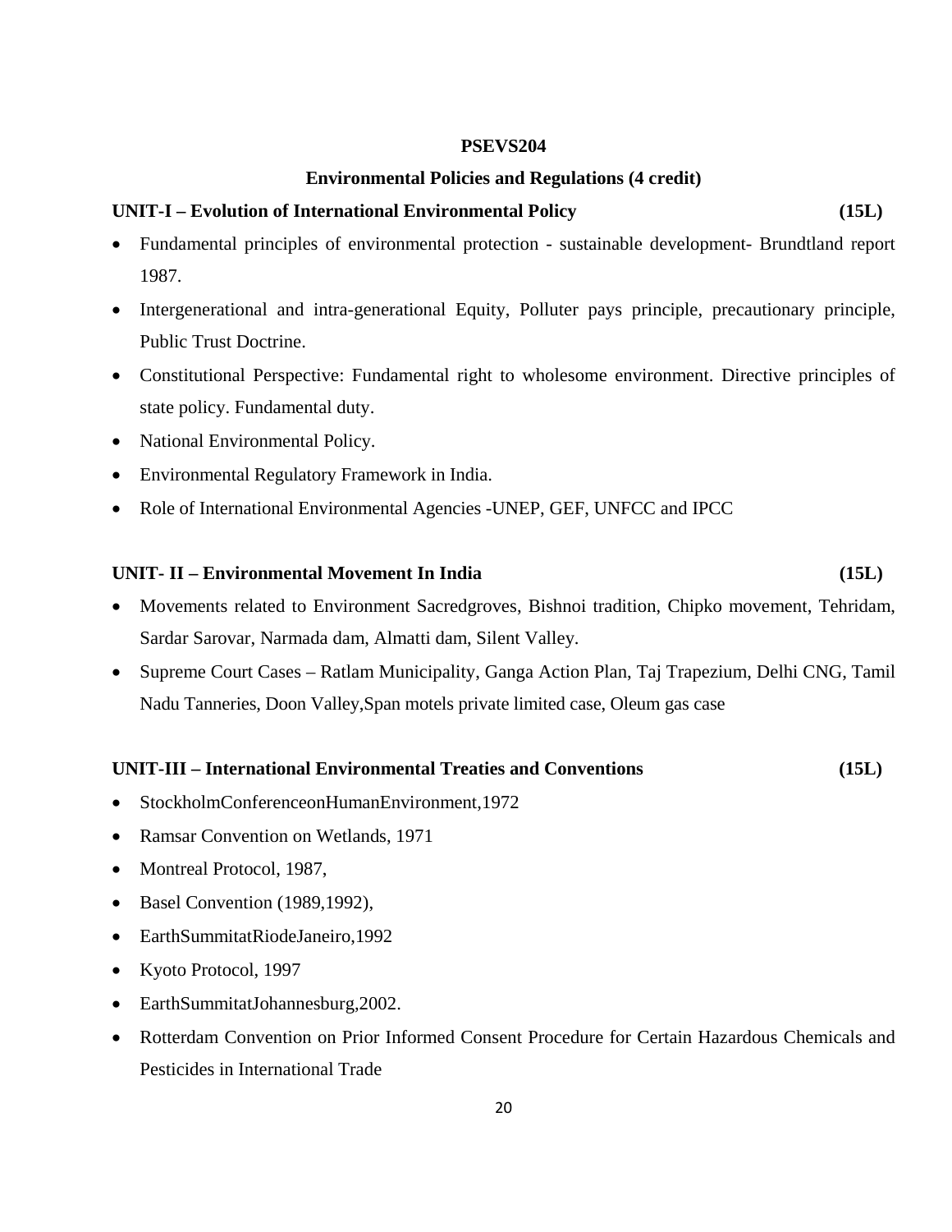**PSEVS204**

**Environmental Policies and Regulations (4 credit)**

**UNIT-I – Evolution of International Environmental Policy (15L)**

- Fundamental principles of environmental protection - sustainable development- Brundtland report 1987.
- Intergenerational and intra-generational Equity, Polluter pays principle, precautionary principle, Public Trust Doctrine.
- Constitutional Perspective: Fundamental right to wholesome environment. Directive principles of state policy. Fundamental duty.
- National Environmental Policy.
- Environmental Regulatory Framework in India.
- Role of International Environmental Agencies -UNEP, GEF, UNFCC and IPCC

**UNIT- II – Environmental Movement In India (15L)**

- Movements related to Environment Sacredgroves, Bishnoi tradition, Chipko movement, Tehridam, Sardar Sarovar, Narmada dam, Almatti dam, Silent Valley.
- Supreme Court Cases – Ratlam Municipality, Ganga Action Plan, Taj Trapezium, Delhi CNG, Tamil Nadu Tanneries, Doon Valley,Span motels private limited case, Oleum gas case

**UNIT-III – International Environmental Treaties and Conventions (15L)**

- StockholmConferenceonHumanEnvironment,1972
- Ramsar Convention on Wetlands, 1971
- Montreal Protocol, 1987,
- Basel Convention (1989,1992),
- EarthSummitatRiodeJaneiro,1992
- Kyoto Protocol, 1997
- EarthSummitatJohannesburg,2002.
- Rotterdam Convention on Prior Informed Consent Procedure for Certain Hazardous Chemicals and Pesticides in International Trade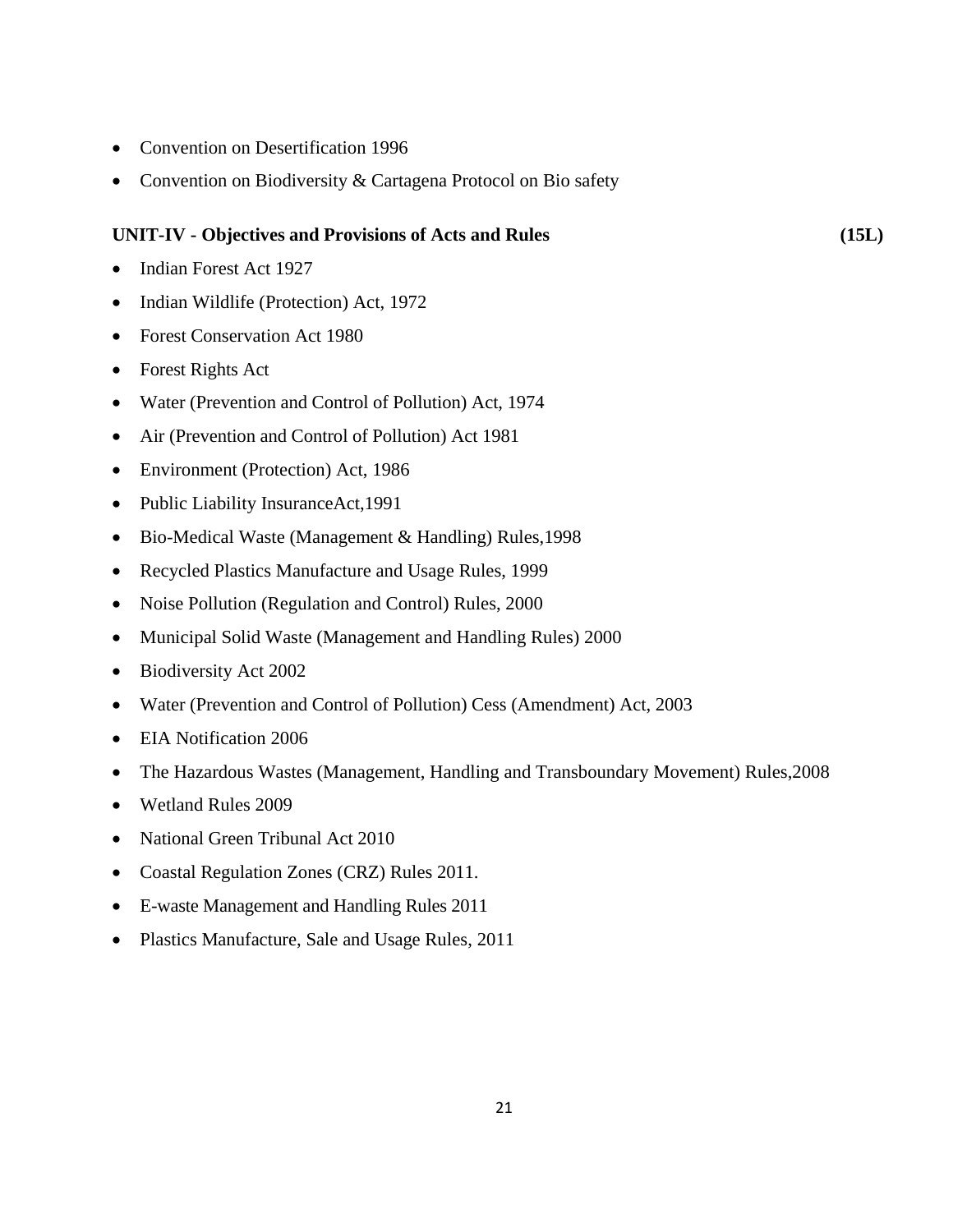- Convention on Desertification 1996
- Convention on Biodiversity & Cartagena Protocol on Bio safety

**UNIT-IV - Objectives and Provisions of Acts and Rules (15L)**

- Indian Forest Act 1927
- Indian Wildlife (Protection) Act, 1972
- Forest Conservation Act 1980
- Forest Rights Act
- Water (Prevention and Control of Pollution) Act, 1974
- Air (Prevention and Control of Pollution) Act 1981
- Environment (Protection) Act, 1986
- Public Liability InsuranceAct,1991
- Bio-Medical Waste (Management & Handling) Rules,1998
- Recycled Plastics Manufacture and Usage Rules, 1999
- Noise Pollution (Regulation and Control) Rules, 2000
- Municipal Solid Waste (Management and Handling Rules) 2000
- Biodiversity Act 2002
- Water (Prevention and Control of Pollution) Cess (Amendment) Act, 2003
- EIA Notification 2006
- The Hazardous Wastes (Management, Handling and Transboundary Movement) Rules,2008
- Wetland Rules 2009
- National Green Tribunal Act 2010
- Coastal Regulation Zones (CRZ) Rules 2011.
- E-waste Management and Handling Rules 2011
- Plastics Manufacture, Sale and Usage Rules, 2011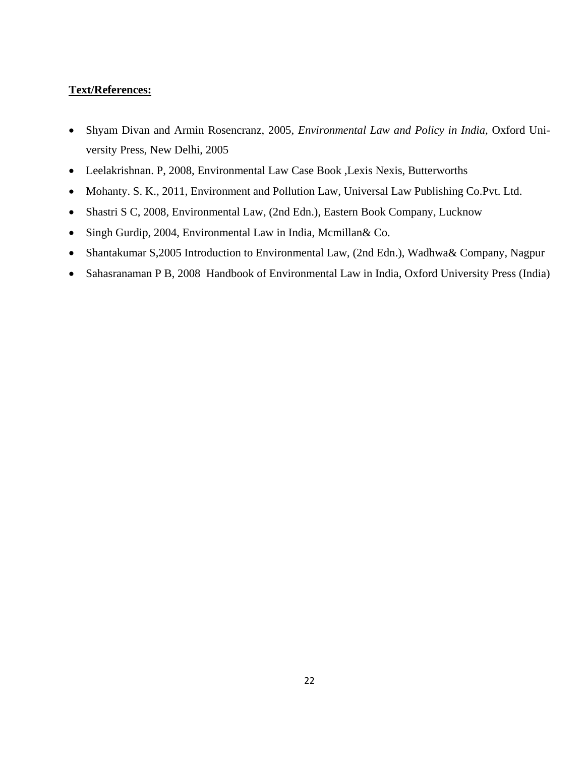**<u>Text/References:</u>**

- Shyam Divan and Armin Rosencranz, 2005, *Environmental Law and Policy in India,* Oxford University Press, New Delhi, 2005
- Leelakrishnan. P, 2008, Environmental Law Case Book ,Lexis Nexis, Butterworths
- Mohanty. S. K., 2011, Environment and Pollution Law, Universal Law Publishing Co.Pvt. Ltd.
- Shastri S C, 2008, Environmental Law, (2nd Edn.), Eastern Book Company, Lucknow
- Singh Gurdip, 2004, Environmental Law in India, Mcmillan& Co.
- Shantakumar S,2005 Introduction to Environmental Law, (2nd Edn.), Wadhwa& Company, Nagpur
- Sahasranaman P B, 2008 Handbook of Environmental Law in India, Oxford University Press (India)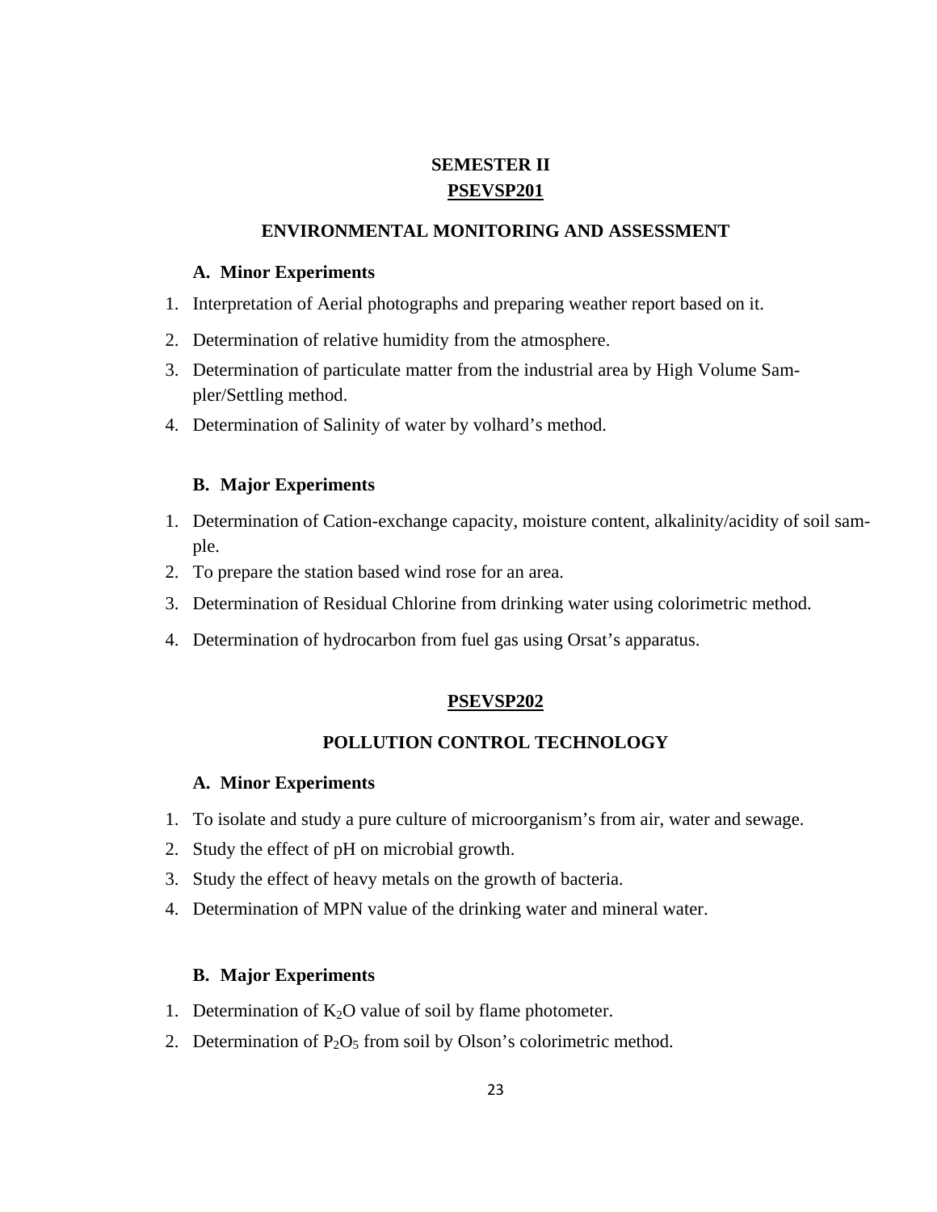## SEMESTER II

## PSEVSP201

### ENVIRONMENTAL MONITORING AND ASSESSMENT

**A. Minor Experiments**

1. Interpretation of Aerial photographs and preparing weather report based on it.
2. Determination of relative humidity from the atmosphere.
3. Determination of particulate matter from the industrial area by High Volume Sampler/Settling method.
4. Determination of Salinity of water by volhard's method.

**B. Major Experiments**

1. Determination of Cation-exchange capacity, moisture content, alkalinity/acidity of soil sample.
2. To prepare the station based wind rose for an area.
3. Determination of Residual Chlorine from drinking water using colorimetric method.
4. Determination of hydrocarbon from fuel gas using Orsat's apparatus.

## PSEVSP202

### POLLUTION CONTROL TECHNOLOGY

**A. Minor Experiments**

1. To isolate and study a pure culture of microorganism's from air, water and sewage.
2. Study the effect of pH on microbial growth.
3. Study the effect of heavy metals on the growth of bacteria.
4. Determination of MPN value of the drinking water and mineral water.

**B. Major Experiments**

1. Determination of $K_2O$ value of soil by flame photometer.
2. Determination of $P_2O_5$ from soil by Olson's colorimetric method.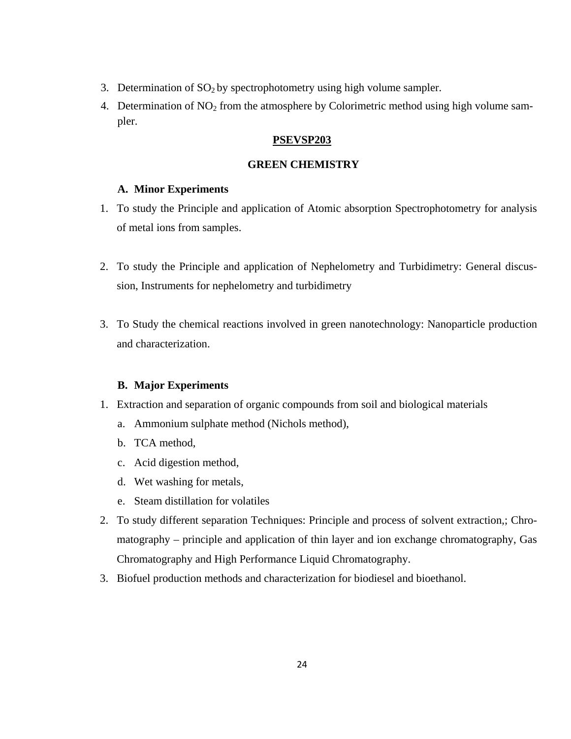3. Determination of $SO_2$ by spectrophotometry using high volume sampler.
4. Determination of $NO_2$ from the atmosphere by Colorimetric method using high volume sampler.

**<u>PSEVSP203</u>**

**GREEN CHEMISTRY**

**A. Minor Experiments**

1. To study the Principle and application of Atomic absorption Spectrophotometry for analysis of metal ions from samples.

2. To study the Principle and application of Nephelometry and Turbidimetry: General discussion, Instruments for nephelometry and turbidimetry

3. To Study the chemical reactions involved in green nanotechnology: Nanoparticle production and characterization.

**B. Major Experiments**

1. Extraction and separation of organic compounds from soil and biological materials
   a. Ammonium sulphate method (Nichols method),
   b. TCA method,
   c. Acid digestion method,
   d. Wet washing for metals,
   e. Steam distillation for volatiles
2. To study different separation Techniques: Principle and process of solvent extraction,; Chromatography – principle and application of thin layer and ion exchange chromatography, Gas Chromatography and High Performance Liquid Chromatography.
3. Biofuel production methods and characterization for biodiesel and bioethanol.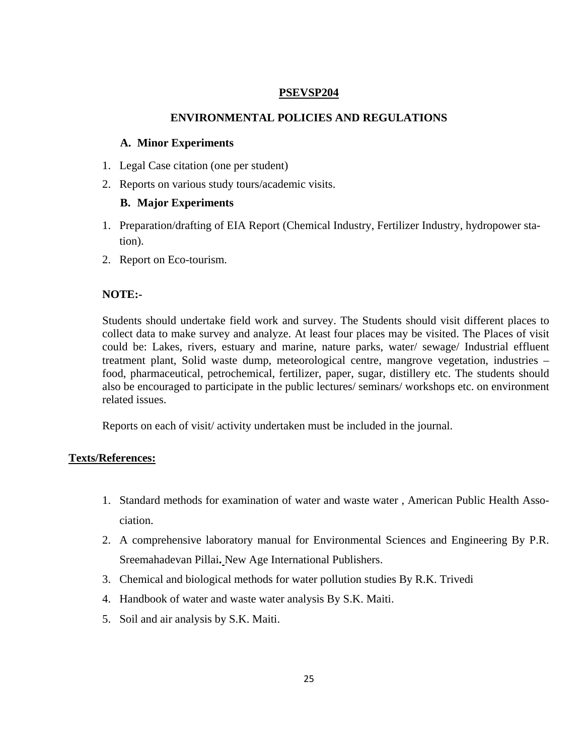**PSEVSP204**

## ENVIRONMENTAL POLICIES AND REGULATIONS

### A. Minor Experiments

1. Legal Case citation (one per student)
2. Reports on various study tours/academic visits.

### B. Major Experiments

1. Preparation/drafting of EIA Report (Chemical Industry, Fertilizer Industry, hydropower station).
2. Report on Eco-tourism.

**NOTE:-**

Students should undertake field work and survey. The Students should visit different places to collect data to make survey and analyze. At least four places may be visited. The Places of visit could be: Lakes, rivers, estuary and marine, nature parks, water/ sewage/ Industrial effluent treatment plant, Solid waste dump, meteorological centre, mangrove vegetation, industries – food, pharmaceutical, petrochemical, fertilizer, paper, sugar, distillery etc. The students should also be encouraged to participate in the public lectures/ seminars/ workshops etc. on environment related issues.

Reports on each of visit/ activity undertaken must be included in the journal.

**Texts/References:**

1. Standard methods for examination of water and waste water , American Public Health Association.
2. A comprehensive laboratory manual for Environmental Sciences and Engineering By P.R. Sreemahadevan Pillai**.** New Age International Publishers.
3. Chemical and biological methods for water pollution studies By R.K. Trivedi
4. Handbook of water and waste water analysis By S.K. Maiti.
5. Soil and air analysis by S.K. Maiti.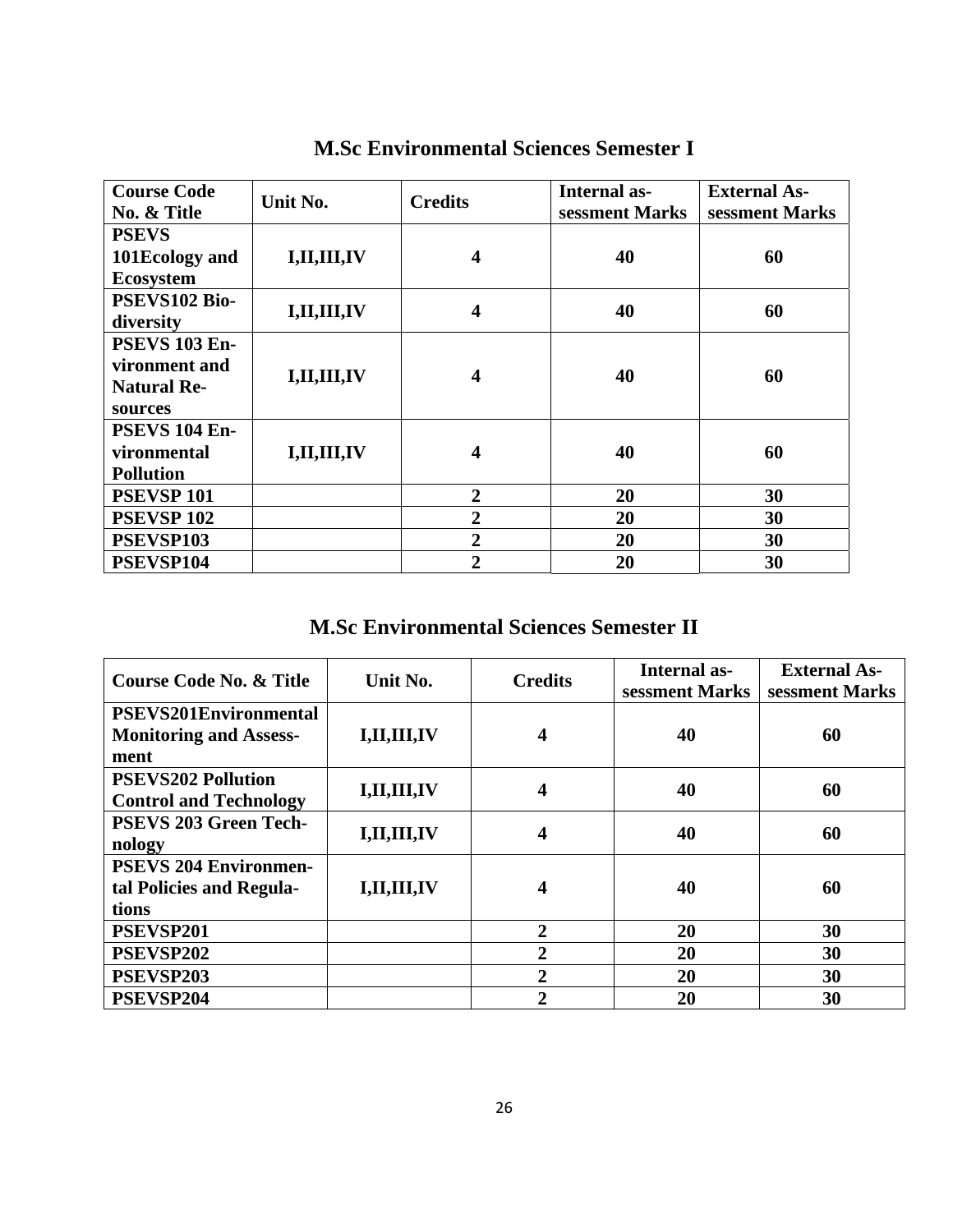## M.Sc Environmental Sciences Semester I

| Course Code No. & Title | Unit No. | Credits | Internal assessment Marks | External Assessment Marks |
|---|---|---|---|---|
| PSEVS 101Ecology and Ecosystem | I,II,III,IV | 4 | 40 | 60 |
| PSEVS102 Biodiversity | I,II,III,IV | 4 | 40 | 60 |
| PSEVS 103 Environment and Natural Resources | I,II,III,IV | 4 | 40 | 60 |
| PSEVS 104 Environmental Pollution | I,II,III,IV | 4 | 40 | 60 |
| PSEVSP 101 | | 2 | 20 | 30 |
| PSEVSP 102 | | 2 | 20 | 30 |
| PSEVSP103 | | 2 | 20 | 30 |
| PSEVSP104 | | 2 | 20 | 30 |

## M.Sc Environmental Sciences Semester II

| Course Code No. & Title | Unit No. | Credits | Internal assessment Marks | External Assessment Marks |
|---|---|---|---|---|
| PSEVS201Environmental Monitoring and Assessment | I,II,III,IV | 4 | 40 | 60 |
| PSEVS202 Pollution Control and Technology | I,II,III,IV | 4 | 40 | 60 |
| PSEVS 203 Green Technology | I,II,III,IV | 4 | 40 | 60 |
| PSEVS 204 Environmental Policies and Regulations | I,II,III,IV | 4 | 40 | 60 |
| PSEVSP201 | | 2 | 20 | 30 |
| PSEVSP202 | | 2 | 20 | 30 |
| PSEVSP203 | | 2 | 20 | 30 |
| PSEVSP204 | | 2 | 20 | 30 |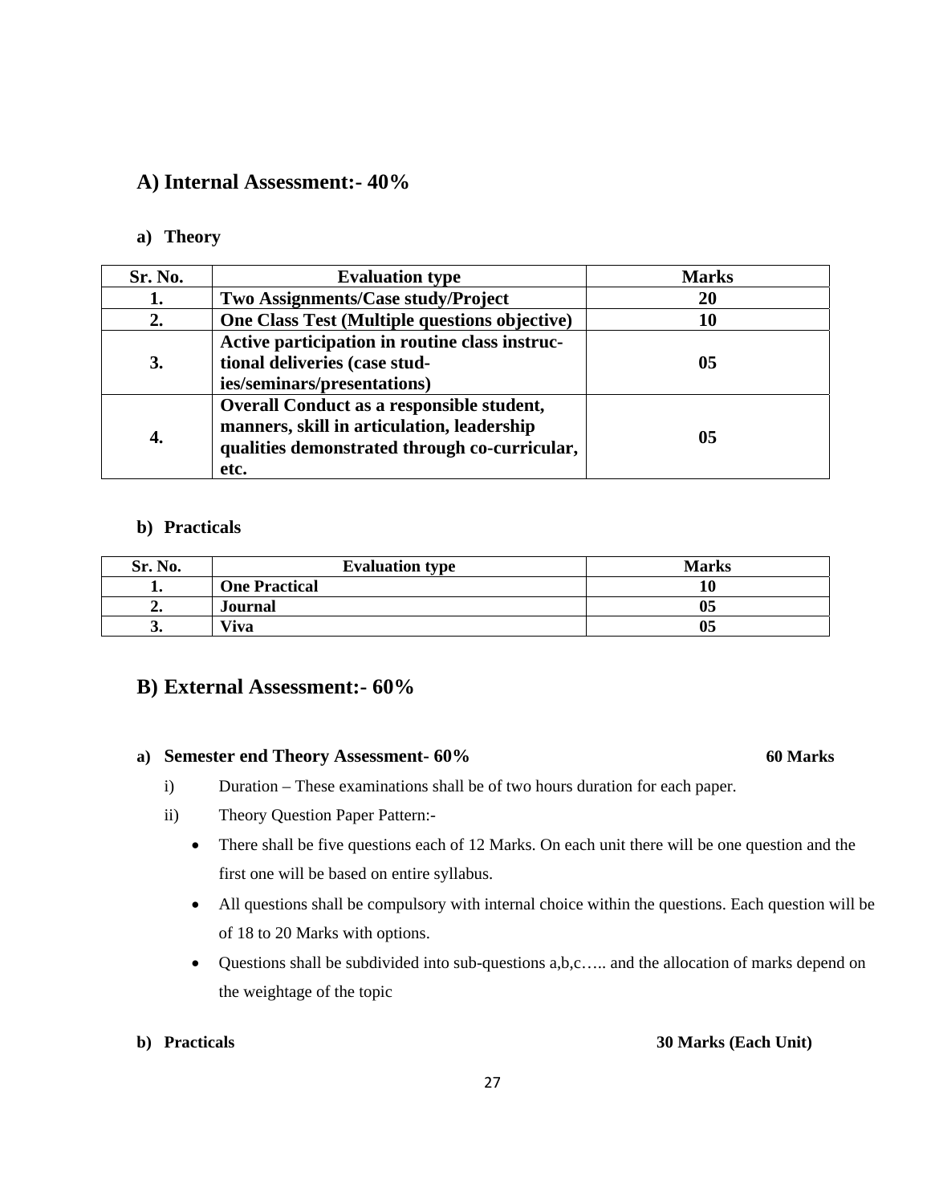## A) Internal Assessment:- 40%

**a) Theory**

| Sr. No. | Evaluation type | Marks |
|---|---|---|
| **1.** | **Two Assignments/Case study/Project** | **20** |
| **2.** | **One Class Test (Multiple questions objective)** | **10** |
| **3.** | **Active participation in routine class instructional deliveries (case studies/seminars/presentations)** | **05** |
| **4.** | **Overall Conduct as a responsible student, manners, skill in articulation, leadership qualities demonstrated through co-curricular, etc.** | **05** |

**b) Practicals**

| Sr. No. | Evaluation type | Marks |
|---|---|---|
| **1.** | **One Practical** | **10** |
| **2.** | **Journal** | **05** |
| **3.** | **Viva** | **05** |

## B) External Assessment:- 60%

**a) Semester end Theory Assessment- 60%** **60 Marks**

i) Duration – These examinations shall be of two hours duration for each paper.

ii) Theory Question Paper Pattern:-

- There shall be five questions each of 12 Marks. On each unit there will be one question and the first one will be based on entire syllabus.
- All questions shall be compulsory with internal choice within the questions. Each question will be of 18 to 20 Marks with options.
- Questions shall be subdivided into sub-questions a,b,c….. and the allocation of marks depend on the weightage of the topic

**b) Practicals** **30 Marks (Each Unit)**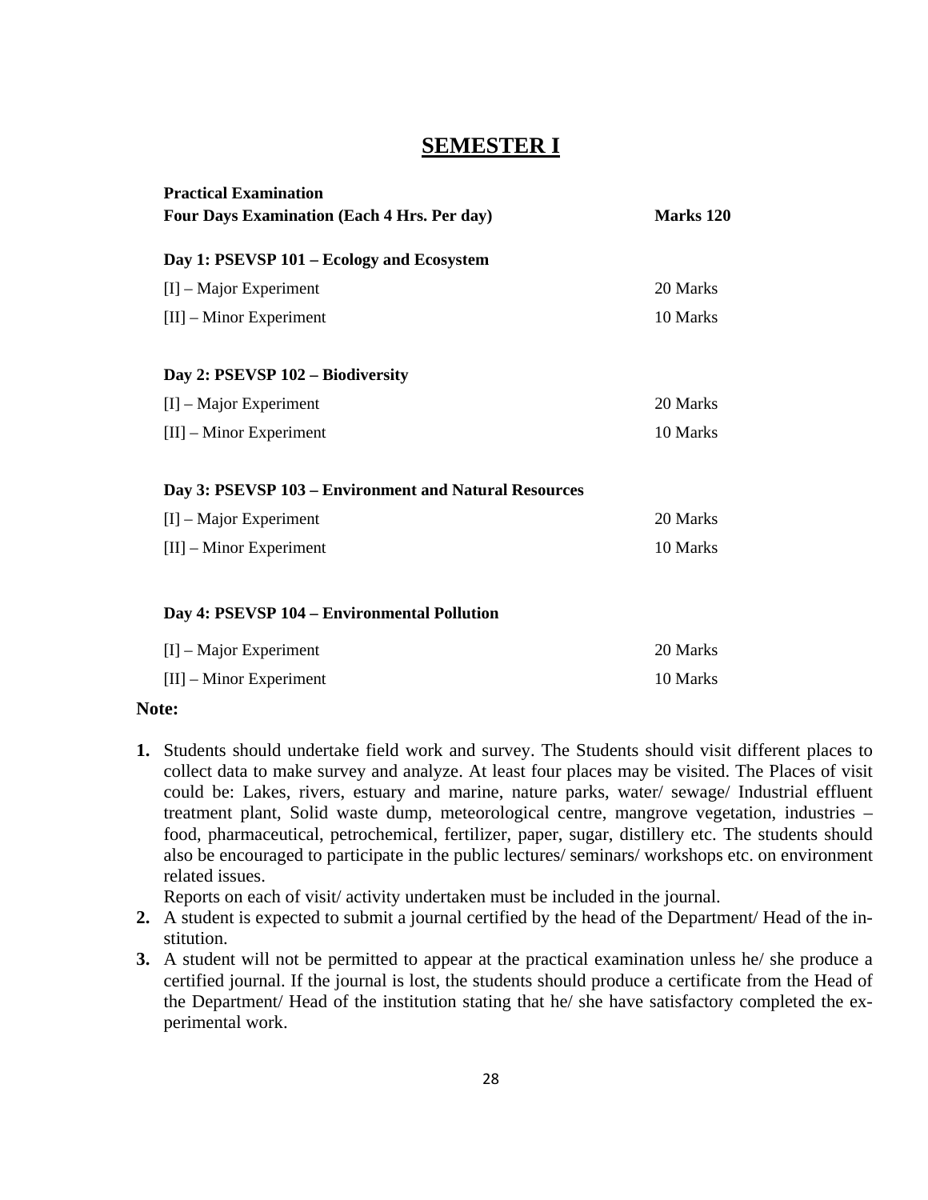# SEMESTER I

**Practical Examination**

**Four Days Examination (Each 4 Hrs. Per day)** **Marks 120**

**Day 1: PSEVSP 101 – Ecology and Ecosystem**

| | |
|---|---|
| [I] – Major Experiment | 20 Marks |
| [II] – Minor Experiment | 10 Marks |

**Day 2: PSEVSP 102 – Biodiversity**

| | |
|---|---|
| [I] – Major Experiment | 20 Marks |
| [II] – Minor Experiment | 10 Marks |

**Day 3: PSEVSP 103 – Environment and Natural Resources**

| | |
|---|---|
| [I] – Major Experiment | 20 Marks |
| [II] – Minor Experiment | 10 Marks |

**Day 4: PSEVSP 104 – Environmental Pollution**

| | |
|---|---|
| [I] – Major Experiment | 20 Marks |
| [II] – Minor Experiment | 10 Marks |

**Note:**

1. Students should undertake field work and survey. The Students should visit different places to collect data to make survey and analyze. At least four places may be visited. The Places of visit could be: Lakes, rivers, estuary and marine, nature parks, water/ sewage/ Industrial effluent treatment plant, Solid waste dump, meteorological centre, mangrove vegetation, industries – food, pharmaceutical, petrochemical, fertilizer, paper, sugar, distillery etc. The students should also be encouraged to participate in the public lectures/ seminars/ workshops etc. on environment related issues.
   Reports on each of visit/ activity undertaken must be included in the journal.
2. A student is expected to submit a journal certified by the head of the Department/ Head of the institution.
3. A student will not be permitted to appear at the practical examination unless he/ she produce a certified journal. If the journal is lost, the students should produce a certificate from the Head of the Department/ Head of the institution stating that he/ she have satisfactory completed the experimental work.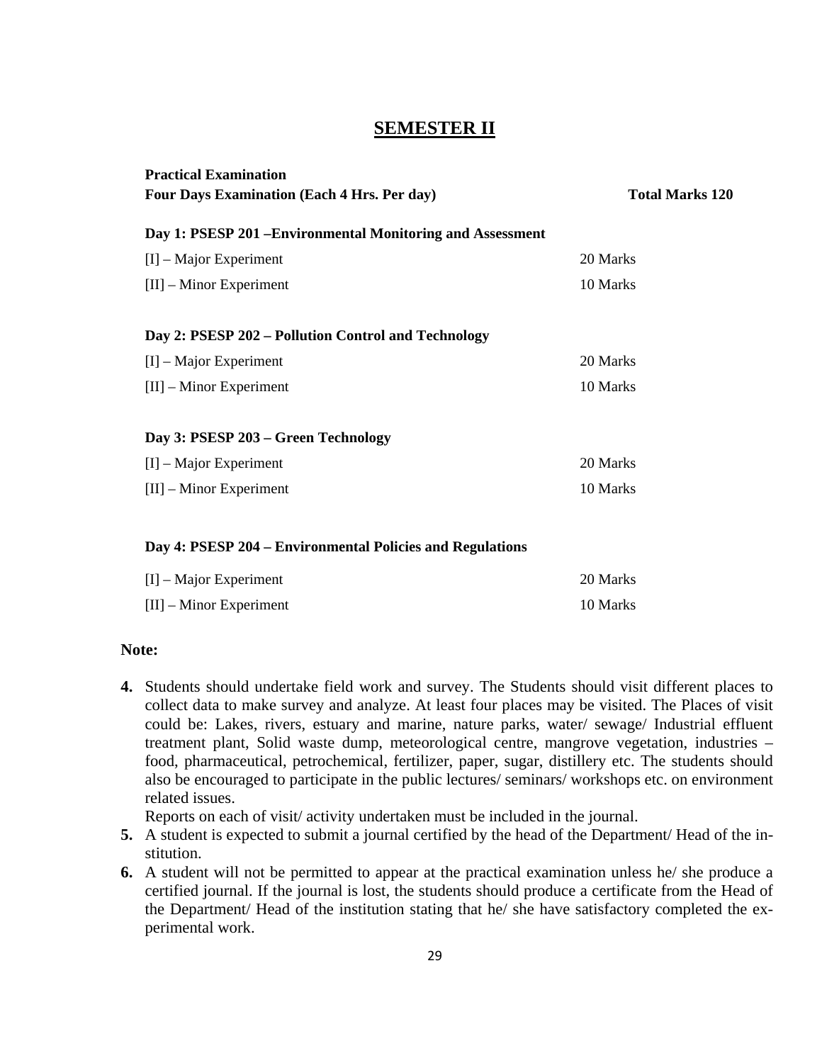# SEMESTER II

**Practical Examination**

**Four Days Examination (Each 4 Hrs. Per day)** **Total Marks 120**

**Day 1: PSESP 201 –Environmental Monitoring and Assessment**

| | |
|---|---|
| [I] – Major Experiment | 20 Marks |
| [II] – Minor Experiment | 10 Marks |

**Day 2: PSESP 202 – Pollution Control and Technology**

| | |
|---|---|
| [I] – Major Experiment | 20 Marks |
| [II] – Minor Experiment | 10 Marks |

**Day 3: PSESP 203 – Green Technology**

| | |
|---|---|
| [I] – Major Experiment | 20 Marks |
| [II] – Minor Experiment | 10 Marks |

**Day 4: PSESP 204 – Environmental Policies and Regulations**

| | |
|---|---|
| [I] – Major Experiment | 20 Marks |
| [II] – Minor Experiment | 10 Marks |

**Note:**

4. Students should undertake field work and survey. The Students should visit different places to collect data to make survey and analyze. At least four places may be visited. The Places of visit could be: Lakes, rivers, estuary and marine, nature parks, water/ sewage/ Industrial effluent treatment plant, Solid waste dump, meteorological centre, mangrove vegetation, industries – food, pharmaceutical, petrochemical, fertilizer, paper, sugar, distillery etc. The students should also be encouraged to participate in the public lectures/ seminars/ workshops etc. on environment related issues.
   Reports on each of visit/ activity undertaken must be included in the journal.
5. A student is expected to submit a journal certified by the head of the Department/ Head of the institution.
6. A student will not be permitted to appear at the practical examination unless he/ she produce a certified journal. If the journal is lost, the students should produce a certificate from the Head of the Department/ Head of the institution stating that he/ she have satisfactory completed the experimental work.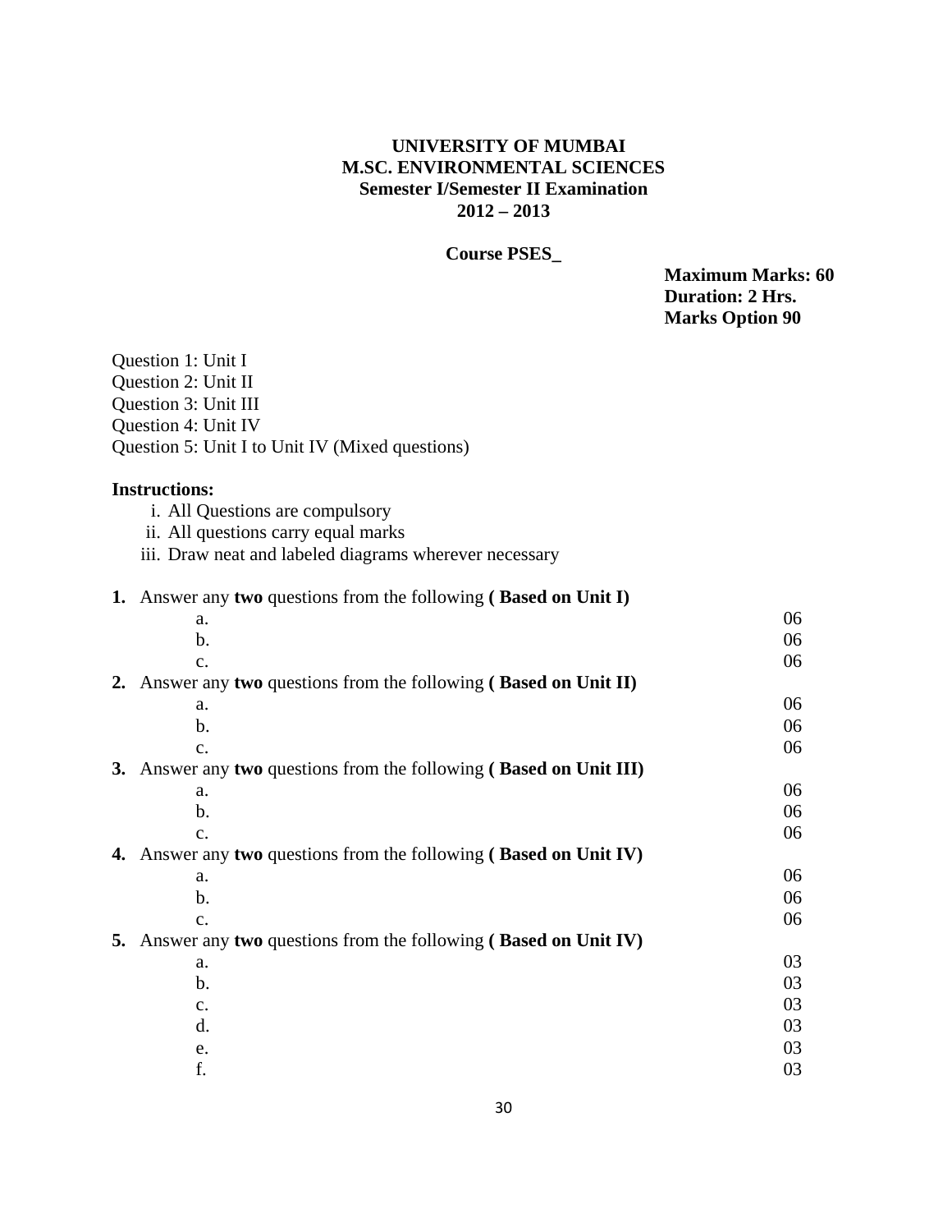**UNIVERSITY OF MUMBAI**
**M.SC. ENVIRONMENTAL SCIENCES**
**Semester I/Semester II Examination**
**2012 – 2013**

**Course PSES_**

**Maximum Marks: 60**
**Duration: 2 Hrs.**
**Marks Option 90**

Question 1: Unit I
Question 2: Unit II
Question 3: Unit III
Question 4: Unit IV
Question 5: Unit I to Unit IV (Mixed questions)

**Instructions:**

- i. All Questions are compulsory
- ii. All questions carry equal marks
- iii. Draw neat and labeled diagrams wherever necessary

**1.** Answer any **two** questions from the following **( Based on Unit I)**

| | |
|---|---|
| a. | 06 |
| b. | 06 |
| c. | 06 |

**2.** Answer any **two** questions from the following **( Based on Unit II)**

| | |
|---|---|
| a. | 06 |
| b. | 06 |
| c. | 06 |

**3.** Answer any **two** questions from the following **( Based on Unit III)**

| | |
|---|---|
| a. | 06 |
| b. | 06 |
| c. | 06 |

**4.** Answer any **two** questions from the following **( Based on Unit IV)**

| | |
|---|---|
| a. | 06 |
| b. | 06 |
| c. | 06 |

**5.** Answer any **two** questions from the following **( Based on Unit IV)**

| | |
|---|---|
| a. | 03 |
| b. | 03 |
| c. | 03 |
| d. | 03 |
| e. | 03 |
| f. | 03 |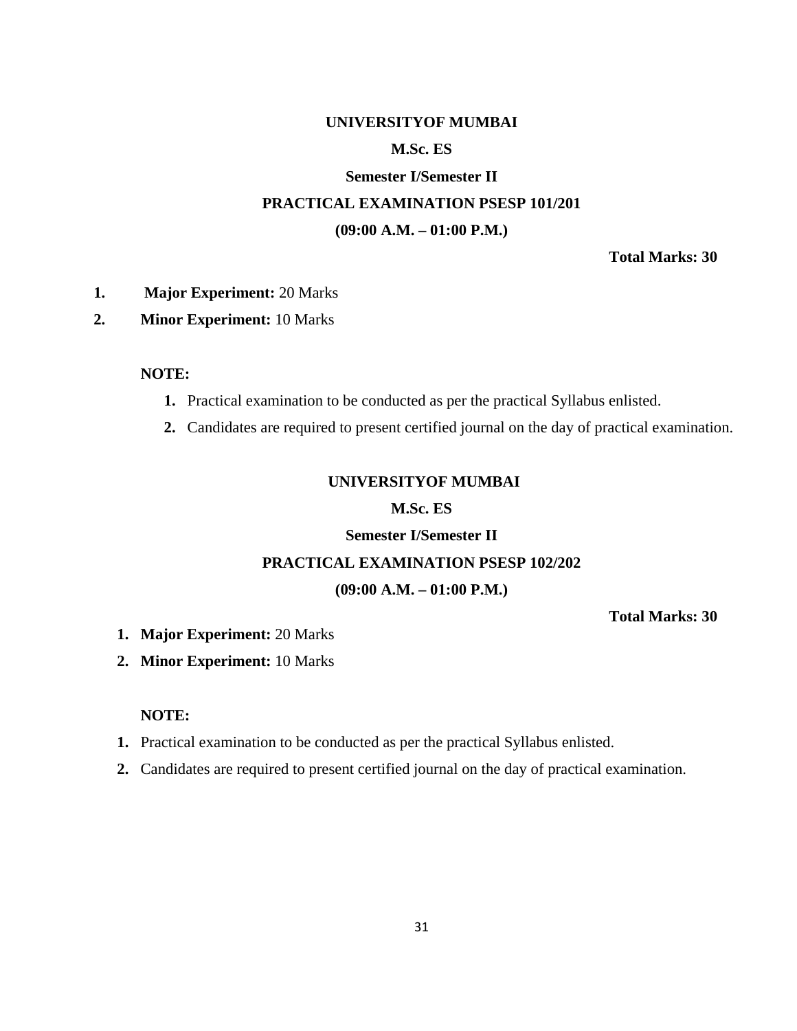**UNIVERSITYOF MUMBAI**

**M.Sc. ES**

**Semester I/Semester II**

**PRACTICAL EXAMINATION PSESP 101/201**

**(09:00 A.M. – 01:00 P.M.)**

**Total Marks: 30**

1. **Major Experiment:** 20 Marks
2. **Minor Experiment:** 10 Marks

**NOTE:**

1. Practical examination to be conducted as per the practical Syllabus enlisted.
2. Candidates are required to present certified journal on the day of practical examination.

**UNIVERSITYOF MUMBAI**

**M.Sc. ES**

**Semester I/Semester II**

**PRACTICAL EXAMINATION PSESP 102/202**

**(09:00 A.M. – 01:00 P.M.)**

**Total Marks: 30**

1. **Major Experiment:** 20 Marks
2. **Minor Experiment:** 10 Marks

**NOTE:**

1. Practical examination to be conducted as per the practical Syllabus enlisted.
2. Candidates are required to present certified journal on the day of practical examination.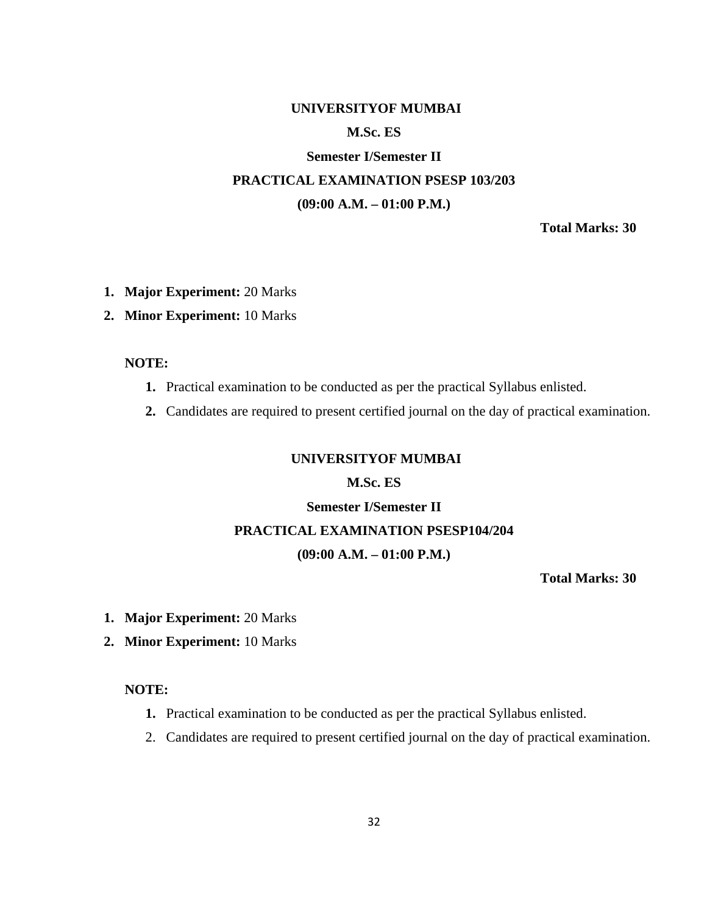**UNIVERSITYOF MUMBAI**

**M.Sc. ES**

**Semester I/Semester II**

**PRACTICAL EXAMINATION PSESP 103/203**

**(09:00 A.M. – 01:00 P.M.)**

**Total Marks: 30**

1. **Major Experiment:** 20 Marks
2. **Minor Experiment:** 10 Marks

**NOTE:**

1. Practical examination to be conducted as per the practical Syllabus enlisted.
2. Candidates are required to present certified journal on the day of practical examination.

**UNIVERSITYOF MUMBAI**

**M.Sc. ES**

**Semester I/Semester II**

**PRACTICAL EXAMINATION PSESP104/204**

**(09:00 A.M. – 01:00 P.M.)**

**Total Marks: 30**

1. **Major Experiment:** 20 Marks
2. **Minor Experiment:** 10 Marks

**NOTE:**

1. Practical examination to be conducted as per the practical Syllabus enlisted.
2. Candidates are required to present certified journal on the day of practical examination.